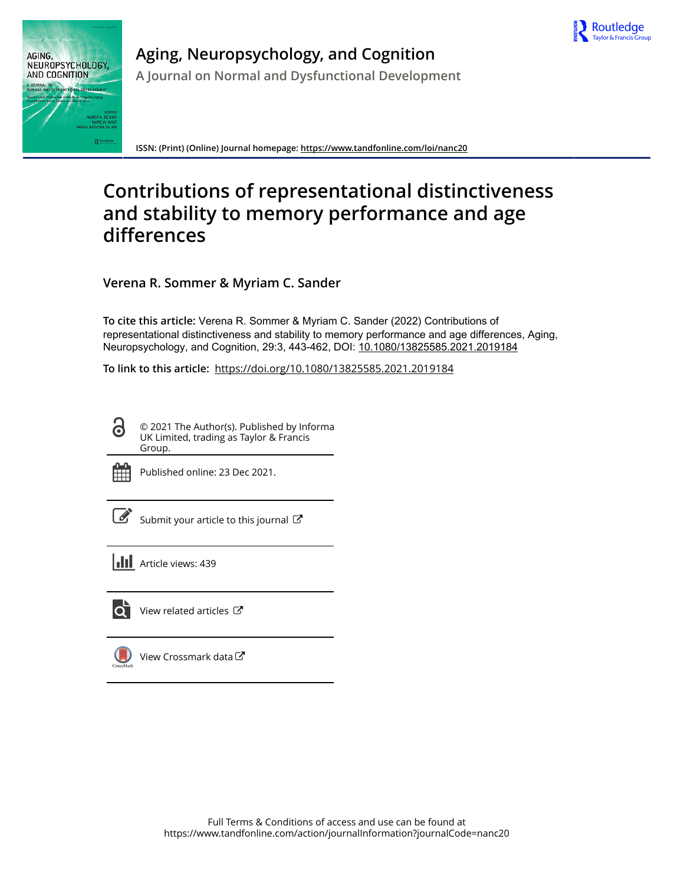Aging, Neuropsychology, and Cognition

A Journal on Normal and Dysfunctional Development

ISSN: (Print) (Online) Journal homepage: https://www.tandfonline.com/loi/nanc20

# Contributions of representational distinctiveness and stability to memory performance and age differences

Verena R. Sommer & Myriam C. Sander

**To cite this article:** Verena R. Sommer & Myriam C. Sander (2022) Contributions of representational distinctiveness and stability to memory performance and age differences, Aging, Neuropsychology, and Cognition, 29:3, 443-462, DOI: 10.1080/13825585.2021.2019184

**To link to this article:** https://doi.org/10.1080/13825585.2021.2019184

© 2021 The Author(s). Published by Informa UK Limited, trading as Taylor & Francis Group.

Published online: 23 Dec 2021.

Submit your article to this journal

Article views: 439

View related articles

View Crossmark data

Full Terms & Conditions of access and use can be found at https://www.tandfonline.com/action/journalInformation?journalCode=nanc20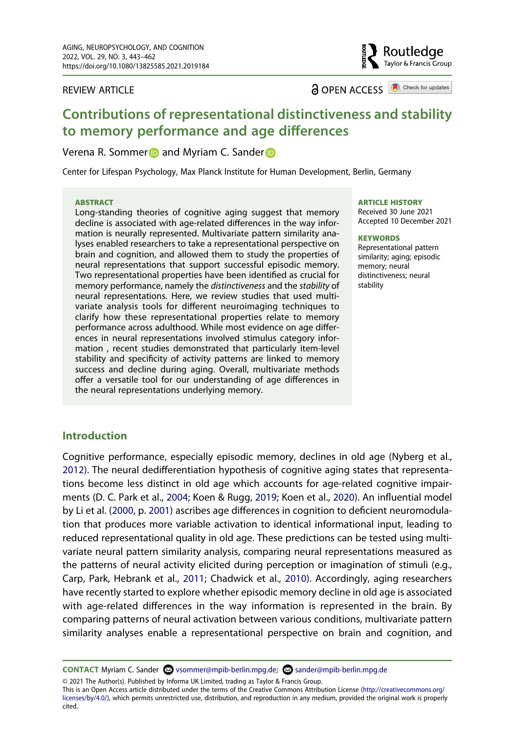REVIEW ARTICLE

OPEN ACCESS

# Contributions of representational distinctiveness and stability to memory performance and age differences

Verena R. Sommer and Myriam C. Sander

Center for Lifespan Psychology, Max Planck Institute for Human Development, Berlin, Germany

**ABSTRACT**

Long-standing theories of cognitive aging suggest that memory decline is associated with age-related differences in the way information is neurally represented. Multivariate pattern similarity analyses enabled researchers to take a representational perspective on brain and cognition, and allowed them to study the properties of neural representations that support successful episodic memory. Two representational properties have been identified as crucial for memory performance, namely the *distinctiveness* and the *stability* of neural representations. Here, we review studies that used multivariate analysis tools for different neuroimaging techniques to clarify how these representational properties relate to memory performance across adulthood. While most evidence on age differences in neural representations involved stimulus category information , recent studies demonstrated that particularly item-level stability and specificity of activity patterns are linked to memory success and decline during aging. Overall, multivariate methods offer a versatile tool for our understanding of age differences in the neural representations underlying memory.

**ARTICLE HISTORY**

Received 30 June 2021
Accepted 10 December 2021

**KEYWORDS**

Representational pattern similarity; aging; episodic memory; neural distinctiveness; neural stability

## Introduction

Cognitive performance, especially episodic memory, declines in old age (Nyberg et al., 2012). The neural dedifferentiation hypothesis of cognitive aging states that representations become less distinct in old age which accounts for age-related cognitive impairments (D. C. Park et al., 2004; Koen & Rugg, 2019; Koen et al., 2020). An influential model by Li et al. (2000, p. 2001) ascribes age differences in cognition to deficient neuromodulation that produces more variable activation to identical informational input, leading to reduced representational quality in old age. These predictions can be tested using multivariate neural pattern similarity analysis, comparing neural representations measured as the patterns of neural activity elicited during perception or imagination of stimuli (e.g., Carp, Park, Hebrank et al., 2011; Chadwick et al., 2010). Accordingly, aging researchers have recently started to explore whether episodic memory decline in old age is associated with age-related differences in the way information is represented in the brain. By comparing patterns of neural activation between various conditions, multivariate pattern similarity analyses enable a representational perspective on brain and cognition, and

**CONTACT** Myriam C. Sander vsommer@mpib-berlin.mpg.de; sander@mpib-berlin.mpg.de

© 2021 The Author(s). Published by Informa UK Limited, trading as Taylor & Francis Group.
This is an Open Access article distributed under the terms of the Creative Commons Attribution License (http://creativecommons.org/licenses/by/4.0/), which permits unrestricted use, distribution, and reproduction in any medium, provided the original work is properly cited.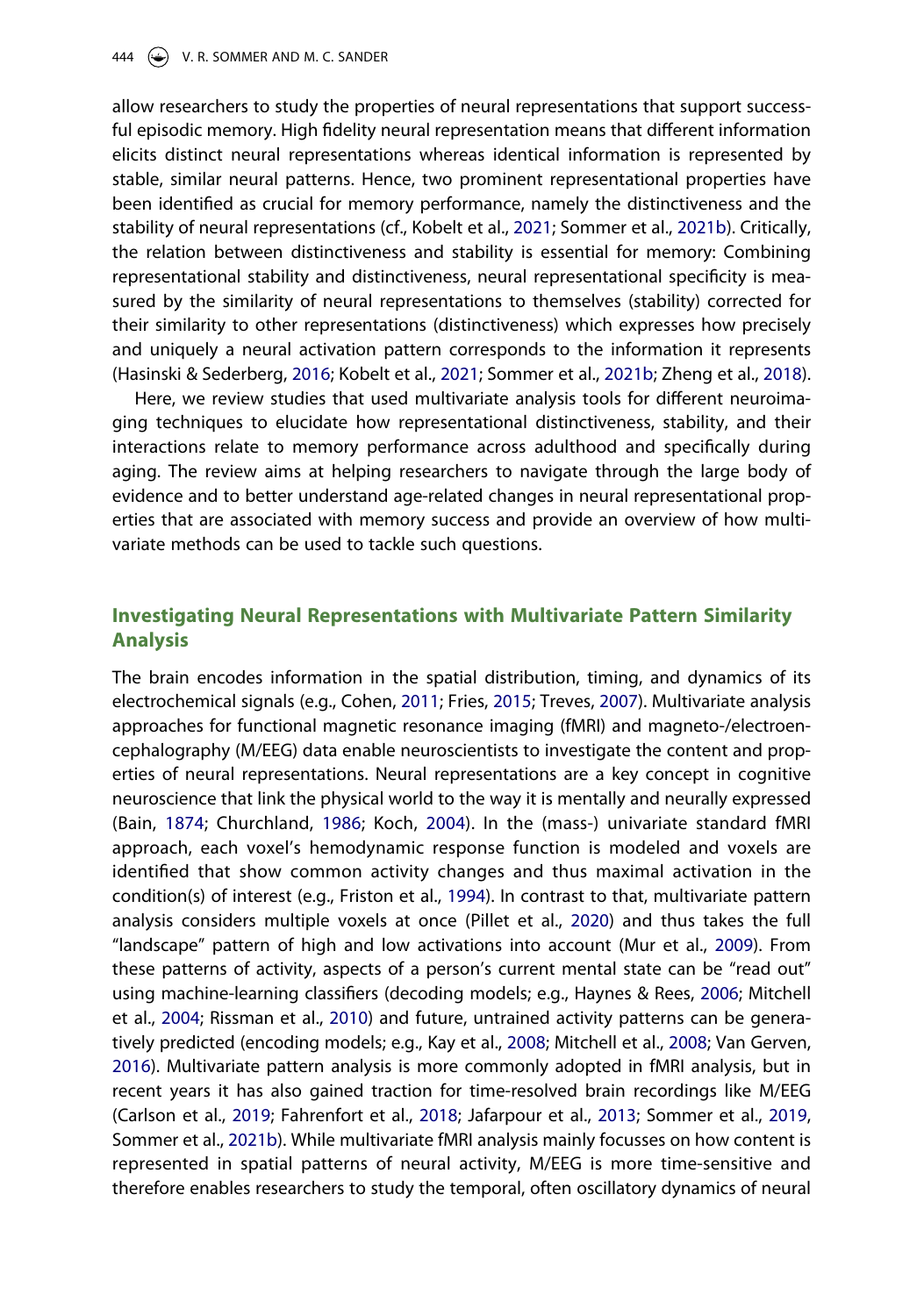allow researchers to study the properties of neural representations that support successful episodic memory. High fidelity neural representation means that different information elicits distinct neural representations whereas identical information is represented by stable, similar neural patterns. Hence, two prominent representational properties have been identified as crucial for memory performance, namely the distinctiveness and the stability of neural representations (cf., Kobelt et al., 2021; Sommer et al., 2021b). Critically, the relation between distinctiveness and stability is essential for memory: Combining representational stability and distinctiveness, neural representational specificity is measured by the similarity of neural representations to themselves (stability) corrected for their similarity to other representations (distinctiveness) which expresses how precisely and uniquely a neural activation pattern corresponds to the information it represents (Hasinski & Sederberg, 2016; Kobelt et al., 2021; Sommer et al., 2021b; Zheng et al., 2018).

Here, we review studies that used multivariate analysis tools for different neuroimaging techniques to elucidate how representational distinctiveness, stability, and their interactions relate to memory performance across adulthood and specifically during aging. The review aims at helping researchers to navigate through the large body of evidence and to better understand age-related changes in neural representational properties that are associated with memory success and provide an overview of how multivariate methods can be used to tackle such questions.

## Investigating Neural Representations with Multivariate Pattern Similarity Analysis

The brain encodes information in the spatial distribution, timing, and dynamics of its electrochemical signals (e.g., Cohen, 2011; Fries, 2015; Treves, 2007). Multivariate analysis approaches for functional magnetic resonance imaging (fMRI) and magneto-/electroencephalography (M/EEG) data enable neuroscientists to investigate the content and properties of neural representations. Neural representations are a key concept in cognitive neuroscience that link the physical world to the way it is mentally and neurally expressed (Bain, 1874; Churchland, 1986; Koch, 2004). In the (mass-) univariate standard fMRI approach, each voxel's hemodynamic response function is modeled and voxels are identified that show common activity changes and thus maximal activation in the condition(s) of interest (e.g., Friston et al., 1994). In contrast to that, multivariate pattern analysis considers multiple voxels at once (Pillet et al., 2020) and thus takes the full "landscape" pattern of high and low activations into account (Mur et al., 2009). From these patterns of activity, aspects of a person's current mental state can be "read out" using machine-learning classifiers (decoding models; e.g., Haynes & Rees, 2006; Mitchell et al., 2004; Rissman et al., 2010) and future, untrained activity patterns can be generatively predicted (encoding models; e.g., Kay et al., 2008; Mitchell et al., 2008; Van Gerven, 2016). Multivariate pattern analysis is more commonly adopted in fMRI analysis, but in recent years it has also gained traction for time-resolved brain recordings like M/EEG (Carlson et al., 2019; Fahrenfort et al., 2018; Jafarpour et al., 2013; Sommer et al., 2019, Sommer et al., 2021b). While multivariate fMRI analysis mainly focusses on how content is represented in spatial patterns of neural activity, M/EEG is more time-sensitive and therefore enables researchers to study the temporal, often oscillatory dynamics of neural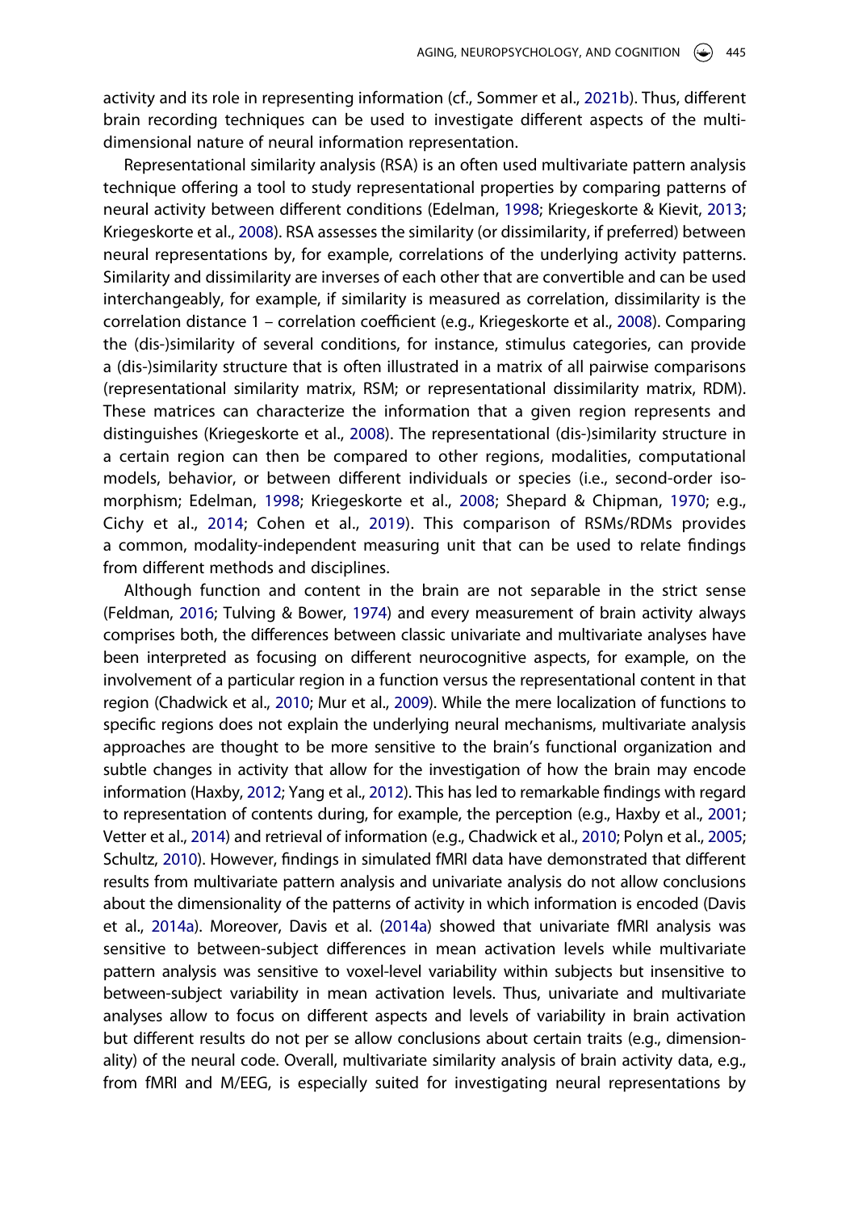activity and its role in representing information (cf., Sommer et al., 2021b). Thus, different brain recording techniques can be used to investigate different aspects of the multi-dimensional nature of neural information representation.

Representational similarity analysis (RSA) is an often used multivariate pattern analysis technique offering a tool to study representational properties by comparing patterns of neural activity between different conditions (Edelman, 1998; Kriegeskorte & Kievit, 2013; Kriegeskorte et al., 2008). RSA assesses the similarity (or dissimilarity, if preferred) between neural representations by, for example, correlations of the underlying activity patterns. Similarity and dissimilarity are inverses of each other that are convertible and can be used interchangeably, for example, if similarity is measured as correlation, dissimilarity is the correlation distance 1 – correlation coefficient (e.g., Kriegeskorte et al., 2008). Comparing the (dis-)similarity of several conditions, for instance, stimulus categories, can provide a (dis-)similarity structure that is often illustrated in a matrix of all pairwise comparisons (representational similarity matrix, RSM; or representational dissimilarity matrix, RDM). These matrices can characterize the information that a given region represents and distinguishes (Kriegeskorte et al., 2008). The representational (dis-)similarity structure in a certain region can then be compared to other regions, modalities, computational models, behavior, or between different individuals or species (i.e., second-order isomorphism; Edelman, 1998; Kriegeskorte et al., 2008; Shepard & Chipman, 1970; e.g., Cichy et al., 2014; Cohen et al., 2019). This comparison of RSMs/RDMs provides a common, modality-independent measuring unit that can be used to relate findings from different methods and disciplines.

Although function and content in the brain are not separable in the strict sense (Feldman, 2016; Tulving & Bower, 1974) and every measurement of brain activity always comprises both, the differences between classic univariate and multivariate analyses have been interpreted as focusing on different neurocognitive aspects, for example, on the involvement of a particular region in a function versus the representational content in that region (Chadwick et al., 2010; Mur et al., 2009). While the mere localization of functions to specific regions does not explain the underlying neural mechanisms, multivariate analysis approaches are thought to be more sensitive to the brain's functional organization and subtle changes in activity that allow for the investigation of how the brain may encode information (Haxby, 2012; Yang et al., 2012). This has led to remarkable findings with regard to representation of contents during, for example, the perception (e.g., Haxby et al., 2001; Vetter et al., 2014) and retrieval of information (e.g., Chadwick et al., 2010; Polyn et al., 2005; Schultz, 2010). However, findings in simulated fMRI data have demonstrated that different results from multivariate pattern analysis and univariate analysis do not allow conclusions about the dimensionality of the patterns of activity in which information is encoded (Davis et al., 2014a). Moreover, Davis et al. (2014a) showed that univariate fMRI analysis was sensitive to between-subject differences in mean activation levels while multivariate pattern analysis was sensitive to voxel-level variability within subjects but insensitive to between-subject variability in mean activation levels. Thus, univariate and multivariate analyses allow to focus on different aspects and levels of variability in brain activation but different results do not per se allow conclusions about certain traits (e.g., dimensionality) of the neural code. Overall, multivariate similarity analysis of brain activity data, e.g., from fMRI and M/EEG, is especially suited for investigating neural representations by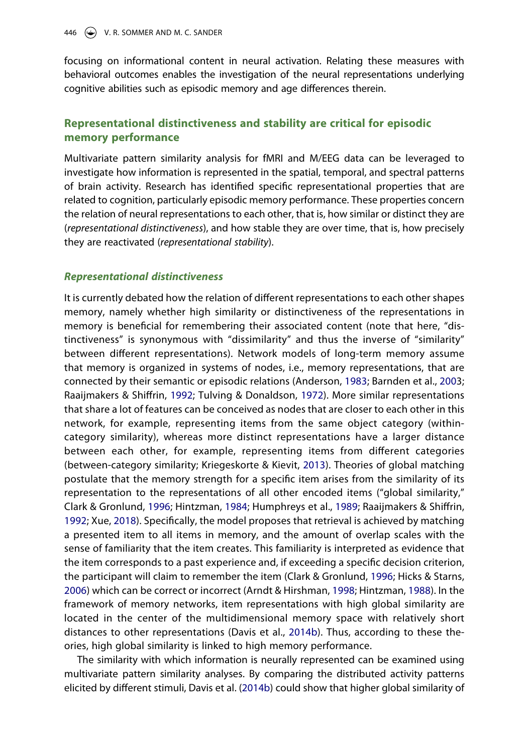focusing on informational content in neural activation. Relating these measures with behavioral outcomes enables the investigation of the neural representations underlying cognitive abilities such as episodic memory and age differences therein.

## Representational distinctiveness and stability are critical for episodic memory performance

Multivariate pattern similarity analysis for fMRI and M/EEG data can be leveraged to investigate how information is represented in the spatial, temporal, and spectral patterns of brain activity. Research has identified specific representational properties that are related to cognition, particularly episodic memory performance. These properties concern the relation of neural representations to each other, that is, how similar or distinct they are (*representational distinctiveness*), and how stable they are over time, that is, how precisely they are reactivated (*representational stability*).

### *Representational distinctiveness*

It is currently debated how the relation of different representations to each other shapes memory, namely whether high similarity or distinctiveness of the representations in memory is beneficial for remembering their associated content (note that here, "distinctiveness" is synonymous with "dissimilarity" and thus the inverse of "similarity" between different representations). Network models of long-term memory assume that memory is organized in systems of nodes, i.e., memory representations, that are connected by their semantic or episodic relations (Anderson, 1983; Barnden et al., 2003; Raaijmakers & Shiffrin, 1992; Tulving & Donaldson, 1972). More similar representations that share a lot of features can be conceived as nodes that are closer to each other in this network, for example, representing items from the same object category (within-category similarity), whereas more distinct representations have a larger distance between each other, for example, representing items from different categories (between-category similarity; Kriegeskorte & Kievit, 2013). Theories of global matching postulate that the memory strength for a specific item arises from the similarity of its representation to the representations of all other encoded items ("global similarity," Clark & Gronlund, 1996; Hintzman, 1984; Humphreys et al., 1989; Raaijmakers & Shiffrin, 1992; Xue, 2018). Specifically, the model proposes that retrieval is achieved by matching a presented item to all items in memory, and the amount of overlap scales with the sense of familiarity that the item creates. This familiarity is interpreted as evidence that the item corresponds to a past experience and, if exceeding a specific decision criterion, the participant will claim to remember the item (Clark & Gronlund, 1996; Hicks & Starns, 2006) which can be correct or incorrect (Arndt & Hirshman, 1998; Hintzman, 1988). In the framework of memory networks, item representations with high global similarity are located in the center of the multidimensional memory space with relatively short distances to other representations (Davis et al., 2014b). Thus, according to these theories, high global similarity is linked to high memory performance.

The similarity with which information is neurally represented can be examined using multivariate pattern similarity analyses. By comparing the distributed activity patterns elicited by different stimuli, Davis et al. (2014b) could show that higher global similarity of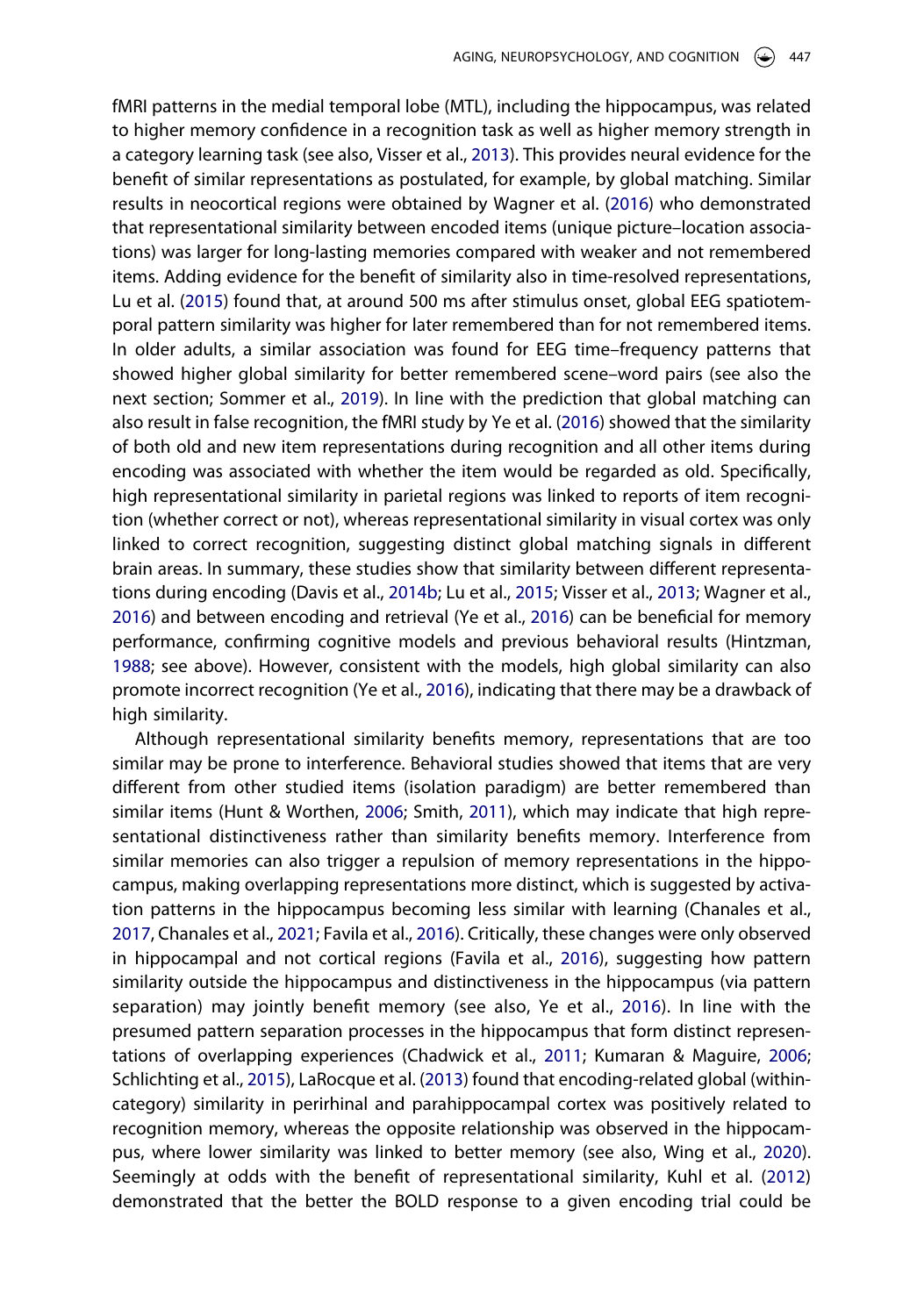fMRI patterns in the medial temporal lobe (MTL), including the hippocampus, was related to higher memory confidence in a recognition task as well as higher memory strength in a category learning task (see also, Visser et al., 2013). This provides neural evidence for the benefit of similar representations as postulated, for example, by global matching. Similar results in neocortical regions were obtained by Wagner et al. (2016) who demonstrated that representational similarity between encoded items (unique picture–location associations) was larger for long-lasting memories compared with weaker and not remembered items. Adding evidence for the benefit of similarity also in time-resolved representations, Lu et al. (2015) found that, at around 500 ms after stimulus onset, global EEG spatiotemporal pattern similarity was higher for later remembered than for not remembered items. In older adults, a similar association was found for EEG time–frequency patterns that showed higher global similarity for better remembered scene–word pairs (see also the next section; Sommer et al., 2019). In line with the prediction that global matching can also result in false recognition, the fMRI study by Ye et al. (2016) showed that the similarity of both old and new item representations during recognition and all other items during encoding was associated with whether the item would be regarded as old. Specifically, high representational similarity in parietal regions was linked to reports of item recognition (whether correct or not), whereas representational similarity in visual cortex was only linked to correct recognition, suggesting distinct global matching signals in different brain areas. In summary, these studies show that similarity between different representations during encoding (Davis et al., 2014b; Lu et al., 2015; Visser et al., 2013; Wagner et al., 2016) and between encoding and retrieval (Ye et al., 2016) can be beneficial for memory performance, confirming cognitive models and previous behavioral results (Hintzman, 1988; see above). However, consistent with the models, high global similarity can also promote incorrect recognition (Ye et al., 2016), indicating that there may be a drawback of high similarity.

Although representational similarity benefits memory, representations that are too similar may be prone to interference. Behavioral studies showed that items that are very different from other studied items (isolation paradigm) are better remembered than similar items (Hunt & Worthen, 2006; Smith, 2011), which may indicate that high representational distinctiveness rather than similarity benefits memory. Interference from similar memories can also trigger a repulsion of memory representations in the hippocampus, making overlapping representations more distinct, which is suggested by activation patterns in the hippocampus becoming less similar with learning (Chanales et al., 2017, Chanales et al., 2021; Favila et al., 2016). Critically, these changes were only observed in hippocampal and not cortical regions (Favila et al., 2016), suggesting how pattern similarity outside the hippocampus and distinctiveness in the hippocampus (via pattern separation) may jointly benefit memory (see also, Ye et al., 2016). In line with the presumed pattern separation processes in the hippocampus that form distinct representations of overlapping experiences (Chadwick et al., 2011; Kumaran & Maguire, 2006; Schlichting et al., 2015), LaRocque et al. (2013) found that encoding-related global (within-category) similarity in perirhinal and parahippocampal cortex was positively related to recognition memory, whereas the opposite relationship was observed in the hippocampus, where lower similarity was linked to better memory (see also, Wing et al., 2020). Seemingly at odds with the benefit of representational similarity, Kuhl et al. (2012) demonstrated that the better the BOLD response to a given encoding trial could be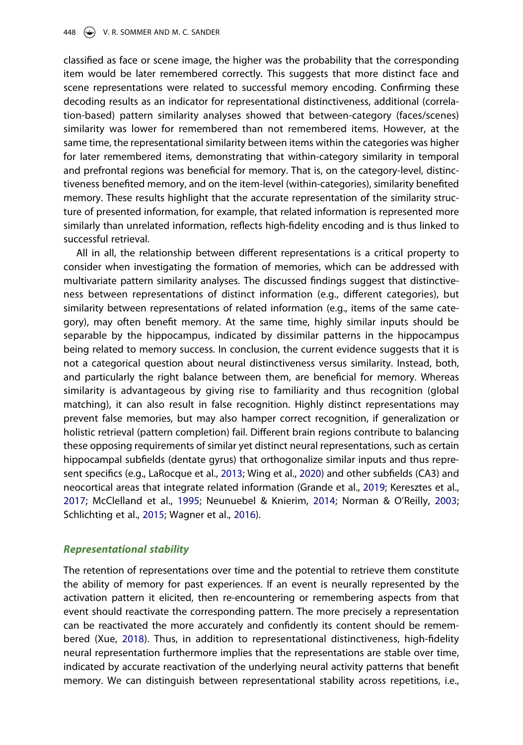classified as face or scene image, the higher was the probability that the corresponding item would be later remembered correctly. This suggests that more distinct face and scene representations were related to successful memory encoding. Confirming these decoding results as an indicator for representational distinctiveness, additional (correlation-based) pattern similarity analyses showed that between-category (faces/scenes) similarity was lower for remembered than not remembered items. However, at the same time, the representational similarity between items within the categories was higher for later remembered items, demonstrating that within-category similarity in temporal and prefrontal regions was beneficial for memory. That is, on the category-level, distinctiveness benefited memory, and on the item-level (within-categories), similarity benefited memory. These results highlight that the accurate representation of the similarity structure of presented information, for example, that related information is represented more similarly than unrelated information, reflects high-fidelity encoding and is thus linked to successful retrieval.

All in all, the relationship between different representations is a critical property to consider when investigating the formation of memories, which can be addressed with multivariate pattern similarity analyses. The discussed findings suggest that distinctiveness between representations of distinct information (e.g., different categories), but similarity between representations of related information (e.g., items of the same category), may often benefit memory. At the same time, highly similar inputs should be separable by the hippocampus, indicated by dissimilar patterns in the hippocampus being related to memory success. In conclusion, the current evidence suggests that it is not a categorical question about neural distinctiveness versus similarity. Instead, both, and particularly the right balance between them, are beneficial for memory. Whereas similarity is advantageous by giving rise to familiarity and thus recognition (global matching), it can also result in false recognition. Highly distinct representations may prevent false memories, but may also hamper correct recognition, if generalization or holistic retrieval (pattern completion) fail. Different brain regions contribute to balancing these opposing requirements of similar yet distinct neural representations, such as certain hippocampal subfields (dentate gyrus) that orthogonalize similar inputs and thus represent specifics (e.g., LaRocque et al., 2013; Wing et al., 2020) and other subfields (CA3) and neocortical areas that integrate related information (Grande et al., 2019; Keresztes et al., 2017; McClelland et al., 1995; Neunuebel & Knierim, 2014; Norman & O'Reilly, 2003; Schlichting et al., 2015; Wagner et al., 2016).

### *Representational stability*

The retention of representations over time and the potential to retrieve them constitute the ability of memory for past experiences. If an event is neurally represented by the activation pattern it elicited, then re-encountering or remembering aspects from that event should reactivate the corresponding pattern. The more precisely a representation can be reactivated the more accurately and confidently its content should be remembered (Xue, 2018). Thus, in addition to representational distinctiveness, high-fidelity neural representation furthermore implies that the representations are stable over time, indicated by accurate reactivation of the underlying neural activity patterns that benefit memory. We can distinguish between representational stability across repetitions, i.e.,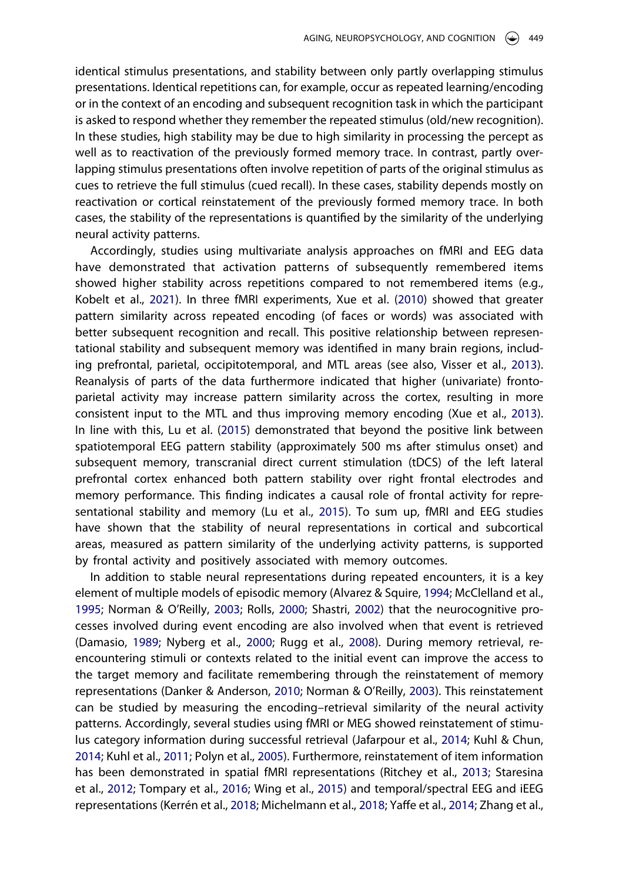identical stimulus presentations, and stability between only partly overlapping stimulus presentations. Identical repetitions can, for example, occur as repeated learning/encoding or in the context of an encoding and subsequent recognition task in which the participant is asked to respond whether they remember the repeated stimulus (old/new recognition). In these studies, high stability may be due to high similarity in processing the percept as well as to reactivation of the previously formed memory trace. In contrast, partly overlapping stimulus presentations often involve repetition of parts of the original stimulus as cues to retrieve the full stimulus (cued recall). In these cases, stability depends mostly on reactivation or cortical reinstatement of the previously formed memory trace. In both cases, the stability of the representations is quantified by the similarity of the underlying neural activity patterns.

Accordingly, studies using multivariate analysis approaches on fMRI and EEG data have demonstrated that activation patterns of subsequently remembered items showed higher stability across repetitions compared to not remembered items (e.g., Kobelt et al., 2021). In three fMRI experiments, Xue et al. (2010) showed that greater pattern similarity across repeated encoding (of faces or words) was associated with better subsequent recognition and recall. This positive relationship between representational stability and subsequent memory was identified in many brain regions, including prefrontal, parietal, occipitotemporal, and MTL areas (see also, Visser et al., 2013). Reanalysis of parts of the data furthermore indicated that higher (univariate) fronto-parietal activity may increase pattern similarity across the cortex, resulting in more consistent input to the MTL and thus improving memory encoding (Xue et al., 2013). In line with this, Lu et al. (2015) demonstrated that beyond the positive link between spatiotemporal EEG pattern stability (approximately 500 ms after stimulus onset) and subsequent memory, transcranial direct current stimulation (tDCS) of the left lateral prefrontal cortex enhanced both pattern stability over right frontal electrodes and memory performance. This finding indicates a causal role of frontal activity for representational stability and memory (Lu et al., 2015). To sum up, fMRI and EEG studies have shown that the stability of neural representations in cortical and subcortical areas, measured as pattern similarity of the underlying activity patterns, is supported by frontal activity and positively associated with memory outcomes.

In addition to stable neural representations during repeated encounters, it is a key element of multiple models of episodic memory (Alvarez & Squire, 1994; McClelland et al., 1995; Norman & O'Reilly, 2003; Rolls, 2000; Shastri, 2002) that the neurocognitive processes involved during event encoding are also involved when that event is retrieved (Damasio, 1989; Nyberg et al., 2000; Rugg et al., 2008). During memory retrieval, re-encountering stimuli or contexts related to the initial event can improve the access to the target memory and facilitate remembering through the reinstatement of memory representations (Danker & Anderson, 2010; Norman & O'Reilly, 2003). This reinstatement can be studied by measuring the encoding–retrieval similarity of the neural activity patterns. Accordingly, several studies using fMRI or MEG showed reinstatement of stimulus category information during successful retrieval (Jafarpour et al., 2014; Kuhl & Chun, 2014; Kuhl et al., 2011; Polyn et al., 2005). Furthermore, reinstatement of item information has been demonstrated in spatial fMRI representations (Ritchey et al., 2013; Staresina et al., 2012; Tompary et al., 2016; Wing et al., 2015) and temporal/spectral EEG and iEEG representations (Kerrén et al., 2018; Michelmann et al., 2018; Yaffe et al., 2014; Zhang et al.,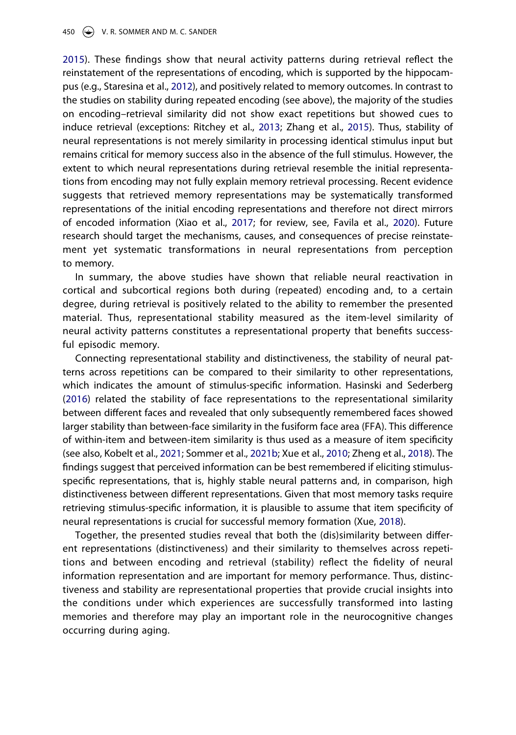2015). These findings show that neural activity patterns during retrieval reflect the reinstatement of the representations of encoding, which is supported by the hippocampus (e.g., Staresina et al., 2012), and positively related to memory outcomes. In contrast to the studies on stability during repeated encoding (see above), the majority of the studies on encoding–retrieval similarity did not show exact repetitions but showed cues to induce retrieval (exceptions: Ritchey et al., 2013; Zhang et al., 2015). Thus, stability of neural representations is not merely similarity in processing identical stimulus input but remains critical for memory success also in the absence of the full stimulus. However, the extent to which neural representations during retrieval resemble the initial representations from encoding may not fully explain memory retrieval processing. Recent evidence suggests that retrieved memory representations may be systematically transformed representations of the initial encoding representations and therefore not direct mirrors of encoded information (Xiao et al., 2017; for review, see, Favila et al., 2020). Future research should target the mechanisms, causes, and consequences of precise reinstatement yet systematic transformations in neural representations from perception to memory.

In summary, the above studies have shown that reliable neural reactivation in cortical and subcortical regions both during (repeated) encoding and, to a certain degree, during retrieval is positively related to the ability to remember the presented material. Thus, representational stability measured as the item-level similarity of neural activity patterns constitutes a representational property that benefits successful episodic memory.

Connecting representational stability and distinctiveness, the stability of neural patterns across repetitions can be compared to their similarity to other representations, which indicates the amount of stimulus-specific information. Hasinski and Sederberg (2016) related the stability of face representations to the representational similarity between different faces and revealed that only subsequently remembered faces showed larger stability than between-face similarity in the fusiform face area (FFA). This difference of within-item and between-item similarity is thus used as a measure of item specificity (see also, Kobelt et al., 2021; Sommer et al., 2021b; Xue et al., 2010; Zheng et al., 2018). The findings suggest that perceived information can be best remembered if eliciting stimulus-specific representations, that is, highly stable neural patterns and, in comparison, high distinctiveness between different representations. Given that most memory tasks require retrieving stimulus-specific information, it is plausible to assume that item specificity of neural representations is crucial for successful memory formation (Xue, 2018).

Together, the presented studies reveal that both the (dis)similarity between different representations (distinctiveness) and their similarity to themselves across repetitions and between encoding and retrieval (stability) reflect the fidelity of neural information representation and are important for memory performance. Thus, distinctiveness and stability are representational properties that provide crucial insights into the conditions under which experiences are successfully transformed into lasting memories and therefore may play an important role in the neurocognitive changes occurring during aging.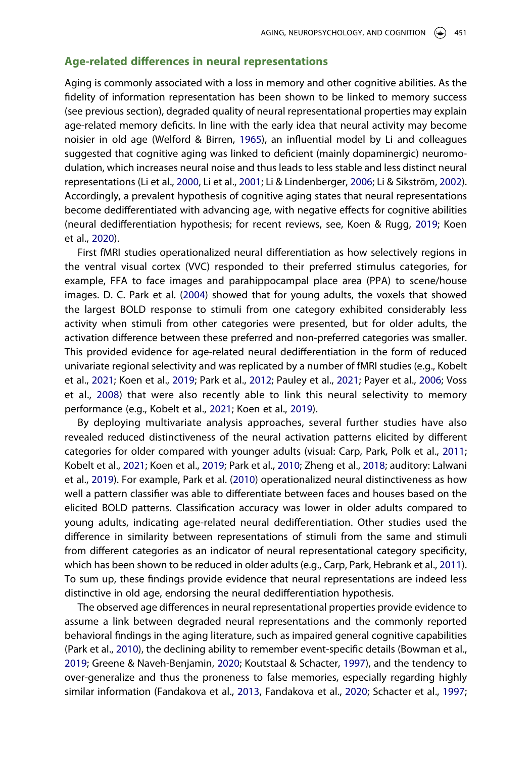## Age-related differences in neural representations

Aging is commonly associated with a loss in memory and other cognitive abilities. As the fidelity of information representation has been shown to be linked to memory success (see previous section), degraded quality of neural representational properties may explain age-related memory deficits. In line with the early idea that neural activity may become noisier in old age (Welford & Birren, 1965), an influential model by Li and colleagues suggested that cognitive aging was linked to deficient (mainly dopaminergic) neuromodulation, which increases neural noise and thus leads to less stable and less distinct neural representations (Li et al., 2000, Li et al., 2001; Li & Lindenberger, 2006; Li & Sikström, 2002). Accordingly, a prevalent hypothesis of cognitive aging states that neural representations become dedifferentiated with advancing age, with negative effects for cognitive abilities (neural dedifferentiation hypothesis; for recent reviews, see, Koen & Rugg, 2019; Koen et al., 2020).

First fMRI studies operationalized neural differentiation as how selectively regions in the ventral visual cortex (VVC) responded to their preferred stimulus categories, for example, FFA to face images and parahippocampal place area (PPA) to scene/house images. D. C. Park et al. (2004) showed that for young adults, the voxels that showed the largest BOLD response to stimuli from one category exhibited considerably less activity when stimuli from other categories were presented, but for older adults, the activation difference between these preferred and non-preferred categories was smaller. This provided evidence for age-related neural dedifferentiation in the form of reduced univariate regional selectivity and was replicated by a number of fMRI studies (e.g., Kobelt et al., 2021; Koen et al., 2019; Park et al., 2012; Pauley et al., 2021; Payer et al., 2006; Voss et al., 2008) that were also recently able to link this neural selectivity to memory performance (e.g., Kobelt et al., 2021; Koen et al., 2019).

By deploying multivariate analysis approaches, several further studies have also revealed reduced distinctiveness of the neural activation patterns elicited by different categories for older compared with younger adults (visual: Carp, Park, Polk et al., 2011; Kobelt et al., 2021; Koen et al., 2019; Park et al., 2010; Zheng et al., 2018; auditory: Lalwani et al., 2019). For example, Park et al. (2010) operationalized neural distinctiveness as how well a pattern classifier was able to differentiate between faces and houses based on the elicited BOLD patterns. Classification accuracy was lower in older adults compared to young adults, indicating age-related neural dedifferentiation. Other studies used the difference in similarity between representations of stimuli from the same and stimuli from different categories as an indicator of neural representational category specificity, which has been shown to be reduced in older adults (e.g., Carp, Park, Hebrank et al., 2011). To sum up, these findings provide evidence that neural representations are indeed less distinctive in old age, endorsing the neural dedifferentiation hypothesis.

The observed age differences in neural representational properties provide evidence to assume a link between degraded neural representations and the commonly reported behavioral findings in the aging literature, such as impaired general cognitive capabilities (Park et al., 2010), the declining ability to remember event-specific details (Bowman et al., 2019; Greene & Naveh-Benjamin, 2020; Koutstaal & Schacter, 1997), and the tendency to over-generalize and thus the proneness to false memories, especially regarding highly similar information (Fandakova et al., 2013, Fandakova et al., 2020; Schacter et al., 1997;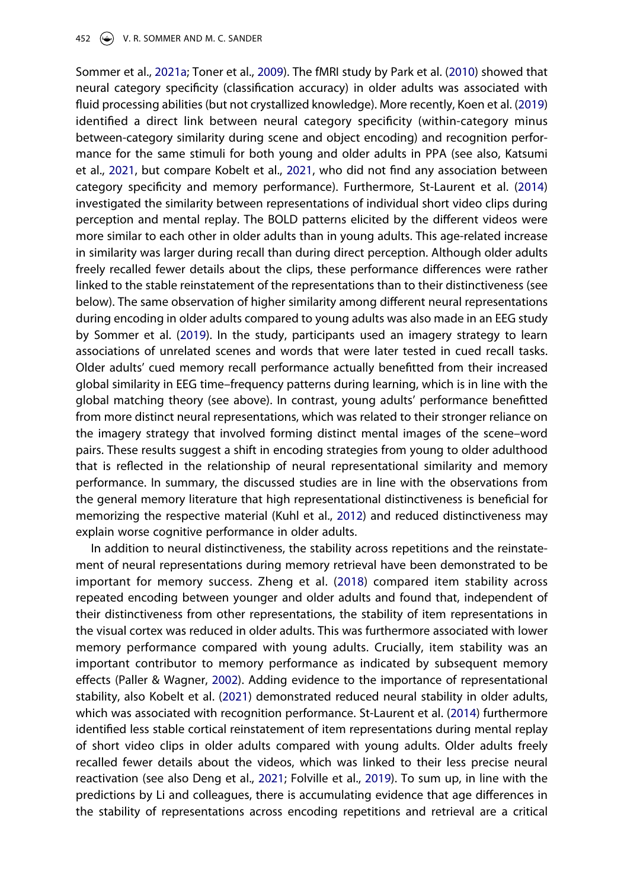Sommer et al., 2021a; Toner et al., 2009). The fMRI study by Park et al. (2010) showed that neural category specificity (classification accuracy) in older adults was associated with fluid processing abilities (but not crystallized knowledge). More recently, Koen et al. (2019) identified a direct link between neural category specificity (within-category minus between-category similarity during scene and object encoding) and recognition performance for the same stimuli for both young and older adults in PPA (see also, Katsumi et al., 2021, but compare Kobelt et al., 2021, who did not find any association between category specificity and memory performance). Furthermore, St-Laurent et al. (2014) investigated the similarity between representations of individual short video clips during perception and mental replay. The BOLD patterns elicited by the different videos were more similar to each other in older adults than in young adults. This age-related increase in similarity was larger during recall than during direct perception. Although older adults freely recalled fewer details about the clips, these performance differences were rather linked to the stable reinstatement of the representations than to their distinctiveness (see below). The same observation of higher similarity among different neural representations during encoding in older adults compared to young adults was also made in an EEG study by Sommer et al. (2019). In the study, participants used an imagery strategy to learn associations of unrelated scenes and words that were later tested in cued recall tasks. Older adults' cued memory recall performance actually benefitted from their increased global similarity in EEG time–frequency patterns during learning, which is in line with the global matching theory (see above). In contrast, young adults' performance benefitted from more distinct neural representations, which was related to their stronger reliance on the imagery strategy that involved forming distinct mental images of the scene–word pairs. These results suggest a shift in encoding strategies from young to older adulthood that is reflected in the relationship of neural representational similarity and memory performance. In summary, the discussed studies are in line with the observations from the general memory literature that high representational distinctiveness is beneficial for memorizing the respective material (Kuhl et al., 2012) and reduced distinctiveness may explain worse cognitive performance in older adults.

In addition to neural distinctiveness, the stability across repetitions and the reinstatement of neural representations during memory retrieval have been demonstrated to be important for memory success. Zheng et al. (2018) compared item stability across repeated encoding between younger and older adults and found that, independent of their distinctiveness from other representations, the stability of item representations in the visual cortex was reduced in older adults. This was furthermore associated with lower memory performance compared with young adults. Crucially, item stability was an important contributor to memory performance as indicated by subsequent memory effects (Paller & Wagner, 2002). Adding evidence to the importance of representational stability, also Kobelt et al. (2021) demonstrated reduced neural stability in older adults, which was associated with recognition performance. St-Laurent et al. (2014) furthermore identified less stable cortical reinstatement of item representations during mental replay of short video clips in older adults compared with young adults. Older adults freely recalled fewer details about the videos, which was linked to their less precise neural reactivation (see also Deng et al., 2021; Folville et al., 2019). To sum up, in line with the predictions by Li and colleagues, there is accumulating evidence that age differences in the stability of representations across encoding repetitions and retrieval are a critical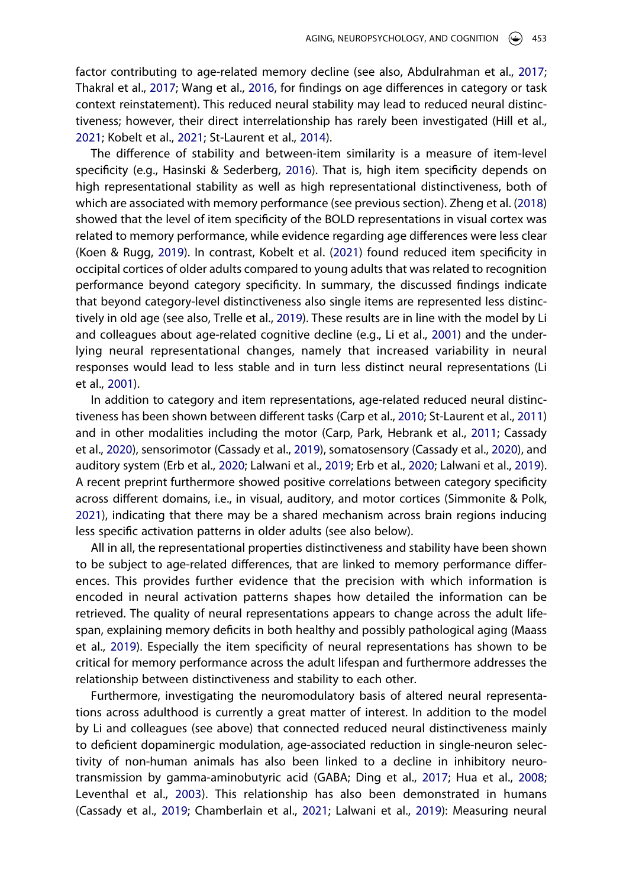factor contributing to age-related memory decline (see also, Abdulrahman et al., 2017; Thakral et al., 2017; Wang et al., 2016, for findings on age differences in category or task context reinstatement). This reduced neural stability may lead to reduced neural distinctiveness; however, their direct interrelationship has rarely been investigated (Hill et al., 2021; Kobelt et al., 2021; St-Laurent et al., 2014).

The difference of stability and between-item similarity is a measure of item-level specificity (e.g., Hasinski & Sederberg, 2016). That is, high item specificity depends on high representational stability as well as high representational distinctiveness, both of which are associated with memory performance (see previous section). Zheng et al. (2018) showed that the level of item specificity of the BOLD representations in visual cortex was related to memory performance, while evidence regarding age differences were less clear (Koen & Rugg, 2019). In contrast, Kobelt et al. (2021) found reduced item specificity in occipital cortices of older adults compared to young adults that was related to recognition performance beyond category specificity. In summary, the discussed findings indicate that beyond category-level distinctiveness also single items are represented less distinctively in old age (see also, Trelle et al., 2019). These results are in line with the model by Li and colleagues about age-related cognitive decline (e.g., Li et al., 2001) and the underlying neural representational changes, namely that increased variability in neural responses would lead to less stable and in turn less distinct neural representations (Li et al., 2001).

In addition to category and item representations, age-related reduced neural distinctiveness has been shown between different tasks (Carp et al., 2010; St-Laurent et al., 2011) and in other modalities including the motor (Carp, Park, Hebrank et al., 2011; Cassady et al., 2020), sensorimotor (Cassady et al., 2019), somatosensory (Cassady et al., 2020), and auditory system (Erb et al., 2020; Lalwani et al., 2019; Erb et al., 2020; Lalwani et al., 2019). A recent preprint furthermore showed positive correlations between category specificity across different domains, i.e., in visual, auditory, and motor cortices (Simmonite & Polk, 2021), indicating that there may be a shared mechanism across brain regions inducing less specific activation patterns in older adults (see also below).

All in all, the representational properties distinctiveness and stability have been shown to be subject to age-related differences, that are linked to memory performance differences. This provides further evidence that the precision with which information is encoded in neural activation patterns shapes how detailed the information can be retrieved. The quality of neural representations appears to change across the adult lifespan, explaining memory deficits in both healthy and possibly pathological aging (Maass et al., 2019). Especially the item specificity of neural representations has shown to be critical for memory performance across the adult lifespan and furthermore addresses the relationship between distinctiveness and stability to each other.

Furthermore, investigating the neuromodulatory basis of altered neural representations across adulthood is currently a great matter of interest. In addition to the model by Li and colleagues (see above) that connected reduced neural distinctiveness mainly to deficient dopaminergic modulation, age-associated reduction in single-neuron selectivity of non-human animals has also been linked to a decline in inhibitory neurotransmission by gamma-aminobutyric acid (GABA; Ding et al., 2017; Hua et al., 2008; Leventhal et al., 2003). This relationship has also been demonstrated in humans (Cassady et al., 2019; Chamberlain et al., 2021; Lalwani et al., 2019): Measuring neural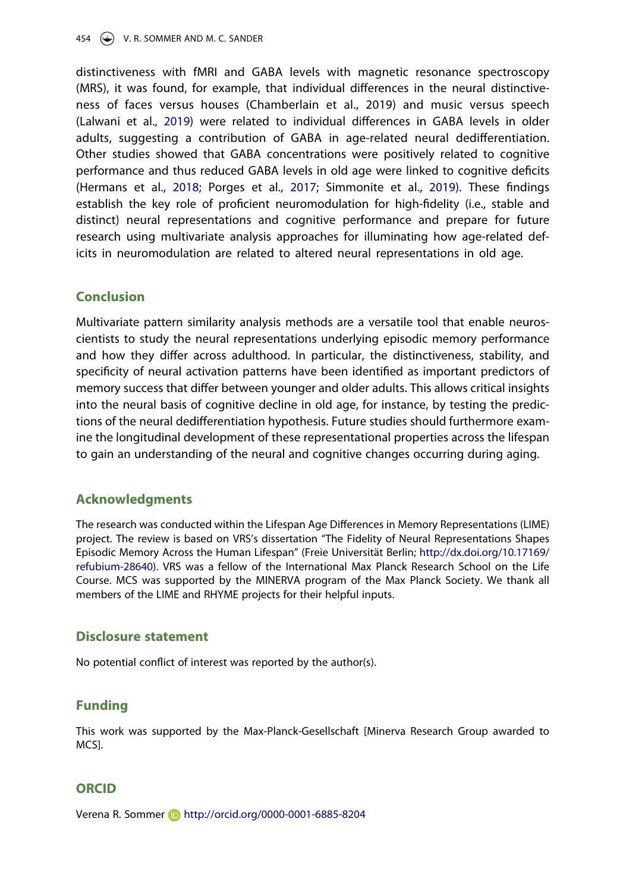distinctiveness with fMRI and GABA levels with magnetic resonance spectroscopy (MRS), it was found, for example, that individual differences in the neural distinctiveness of faces versus houses (Chamberlain et al., 2019) and music versus speech (Lalwani et al., 2019) were related to individual differences in GABA levels in older adults, suggesting a contribution of GABA in age-related neural dedifferentiation. Other studies showed that GABA concentrations were positively related to cognitive performance and thus reduced GABA levels in old age were linked to cognitive deficits (Hermans et al., 2018; Porges et al., 2017; Simmonite et al., 2019). These findings establish the key role of proficient neuromodulation for high-fidelity (i.e., stable and distinct) neural representations and cognitive performance and prepare for future research using multivariate analysis approaches for illuminating how age-related deficits in neuromodulation are related to altered neural representations in old age.

## Conclusion

Multivariate pattern similarity analysis methods are a versatile tool that enable neuroscientists to study the neural representations underlying episodic memory performance and how they differ across adulthood. In particular, the distinctiveness, stability, and specificity of neural activation patterns have been identified as important predictors of memory success that differ between younger and older adults. This allows critical insights into the neural basis of cognitive decline in old age, for instance, by testing the predictions of the neural dedifferentiation hypothesis. Future studies should furthermore examine the longitudinal development of these representational properties across the lifespan to gain an understanding of the neural and cognitive changes occurring during aging.

## Acknowledgments

The research was conducted within the Lifespan Age Differences in Memory Representations (LIME) project. The review is based on VRS's dissertation "The Fidelity of Neural Representations Shapes Episodic Memory Across the Human Lifespan" (Freie Universität Berlin; http://dx.doi.org/10.17169/refubium-28640). VRS was a fellow of the International Max Planck Research School on the Life Course. MCS was supported by the MINERVA program of the Max Planck Society. We thank all members of the LIME and RHYME projects for their helpful inputs.

## Disclosure statement

No potential conflict of interest was reported by the author(s).

## Funding

This work was supported by the Max-Planck-Gesellschaft [Minerva Research Group awarded to MCS].

## ORCID

Verena R. Sommer http://orcid.org/0000-0001-6885-8204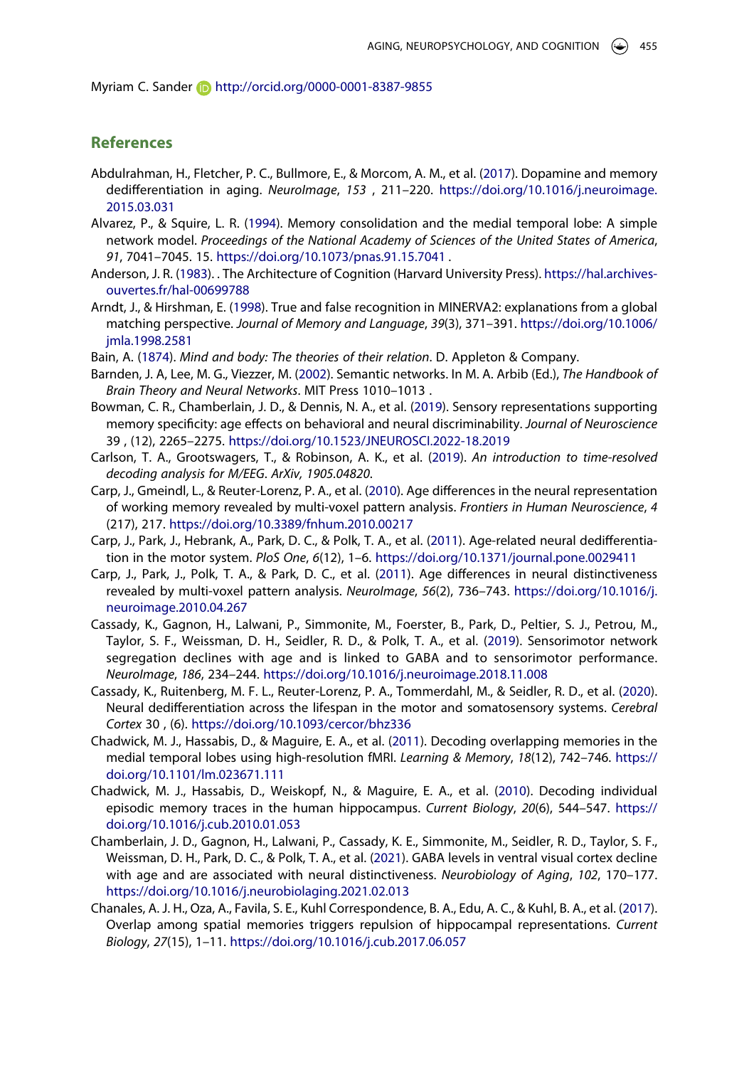Myriam C. Sander http://orcid.org/0000-0001-8387-9855

## References

Abdulrahman, H., Fletcher, P. C., Bullmore, E., & Morcom, A. M., et al. (2017). Dopamine and memory dedifferentiation in aging. *NeuroImage*, *153* , 211–220. https://doi.org/10.1016/j.neuroimage.2015.03.031

Alvarez, P., & Squire, L. R. (1994). Memory consolidation and the medial temporal lobe: A simple network model. *Proceedings of the National Academy of Sciences of the United States of America*, *91*, 7041–7045. 15. https://doi.org/10.1073/pnas.91.15.7041 .

Anderson, J. R. (1983). . The Architecture of Cognition (Harvard University Press). https://hal.archives-ouvertes.fr/hal-00699788

Arndt, J., & Hirshman, E. (1998). True and false recognition in MINERVA2: explanations from a global matching perspective. *Journal of Memory and Language*, *39*(3), 371–391. https://doi.org/10.1006/jmla.1998.2581

Bain, A. (1874). *Mind and body: The theories of their relation*. D. Appleton & Company.

Barnden, J. A, Lee, M. G., Viezzer, M. (2002). Semantic networks. In M. A. Arbib (Ed.), *The Handbook of Brain Theory and Neural Networks*. MIT Press 1010–1013 .

Bowman, C. R., Chamberlain, J. D., & Dennis, N. A., et al. (2019). Sensory representations supporting memory specificity: age effects on behavioral and neural discriminability. *Journal of Neuroscience* 39 , (12), 2265–2275. https://doi.org/10.1523/JNEUROSCI.2022-18.2019

Carlson, T. A., Grootswagers, T., & Robinson, A. K., et al. (2019). *An introduction to time-resolved decoding analysis for M/EEG*. *ArXiv, 1905.04820*.

Carp, J., Gmeindl, L., & Reuter-Lorenz, P. A., et al. (2010). Age differences in the neural representation of working memory revealed by multi-voxel pattern analysis. *Frontiers in Human Neuroscience*, *4* (217), 217. https://doi.org/10.3389/fnhum.2010.00217

Carp, J., Park, J., Hebrank, A., Park, D. C., & Polk, T. A., et al. (2011). Age-related neural dedifferentiation in the motor system. *PloS One*, *6*(12), 1–6. https://doi.org/10.1371/journal.pone.0029411

Carp, J., Park, J., Polk, T. A., & Park, D. C., et al. (2011). Age differences in neural distinctiveness revealed by multi-voxel pattern analysis. *NeuroImage*, *56*(2), 736–743. https://doi.org/10.1016/j.neuroimage.2010.04.267

Cassady, K., Gagnon, H., Lalwani, P., Simmonite, M., Foerster, B., Park, D., Peltier, S. J., Petrou, M., Taylor, S. F., Weissman, D. H., Seidler, R. D., & Polk, T. A., et al. (2019). Sensorimotor network segregation declines with age and is linked to GABA and to sensorimotor performance. *NeuroImage*, *186*, 234–244. https://doi.org/10.1016/j.neuroimage.2018.11.008

Cassady, K., Ruitenberg, M. F. L., Reuter-Lorenz, P. A., Tommerdahl, M., & Seidler, R. D., et al. (2020). Neural dedifferentiation across the lifespan in the motor and somatosensory systems. *Cerebral Cortex* 30 , (6). https://doi.org/10.1093/cercor/bhz336

Chadwick, M. J., Hassabis, D., & Maguire, E. A., et al. (2011). Decoding overlapping memories in the medial temporal lobes using high-resolution fMRI. *Learning & Memory*, *18*(12), 742–746. https://doi.org/10.1101/lm.023671.111

Chadwick, M. J., Hassabis, D., Weiskopf, N., & Maguire, E. A., et al. (2010). Decoding individual episodic memory traces in the human hippocampus. *Current Biology*, *20*(6), 544–547. https://doi.org/10.1016/j.cub.2010.01.053

Chamberlain, J. D., Gagnon, H., Lalwani, P., Cassady, K. E., Simmonite, M., Seidler, R. D., Taylor, S. F., Weissman, D. H., Park, D. C., & Polk, T. A., et al. (2021). GABA levels in ventral visual cortex decline with age and are associated with neural distinctiveness. *Neurobiology of Aging*, *102*, 170–177. https://doi.org/10.1016/j.neurobiolaging.2021.02.013

Chanales, A. J. H., Oza, A., Favila, S. E., Kuhl Correspondence, B. A., Edu, A. C., & Kuhl, B. A., et al. (2017). Overlap among spatial memories triggers repulsion of hippocampal representations. *Current Biology*, *27*(15), 1–11. https://doi.org/10.1016/j.cub.2017.06.057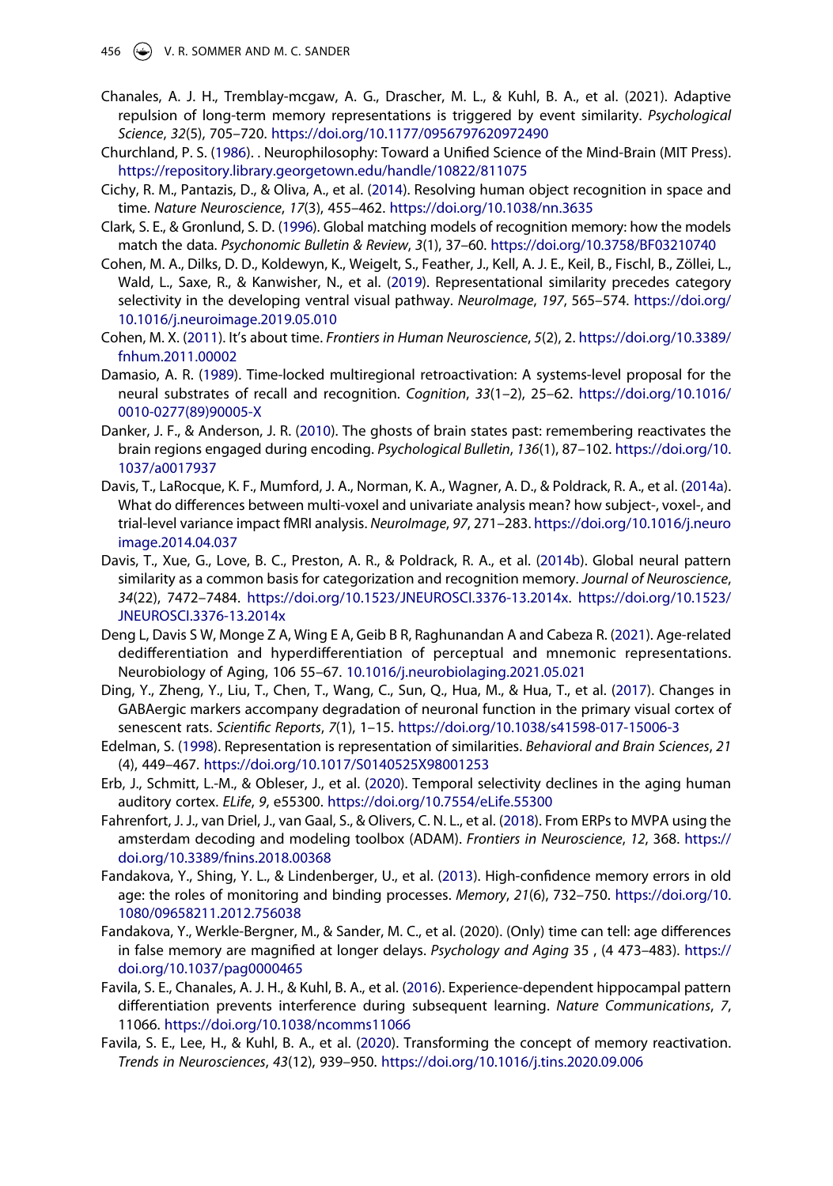Chanales, A. J. H., Tremblay-mcgaw, A. G., Drascher, M. L., & Kuhl, B. A., et al. (2021). Adaptive repulsion of long-term memory representations is triggered by event similarity. *Psychological Science*, *32*(5), 705–720. https://doi.org/10.1177/0956797620972490

Churchland, P. S. (1986). . Neurophilosophy: Toward a Unified Science of the Mind-Brain (MIT Press). https://repository.library.georgetown.edu/handle/10822/811075

Cichy, R. M., Pantazis, D., & Oliva, A., et al. (2014). Resolving human object recognition in space and time. *Nature Neuroscience*, *17*(3), 455–462. https://doi.org/10.1038/nn.3635

Clark, S. E., & Gronlund, S. D. (1996). Global matching models of recognition memory: how the models match the data. *Psychonomic Bulletin & Review*, *3*(1), 37–60. https://doi.org/10.3758/BF03210740

Cohen, M. A., Dilks, D. D., Koldewyn, K., Weigelt, S., Feather, J., Kell, A. J. E., Keil, B., Fischl, B., Zöllei, L., Wald, L., Saxe, R., & Kanwisher, N., et al. (2019). Representational similarity precedes category selectivity in the developing ventral visual pathway. *NeuroImage*, *197*, 565–574. https://doi.org/10.1016/j.neuroimage.2019.05.010

Cohen, M. X. (2011). It's about time. *Frontiers in Human Neuroscience*, *5*(2), 2. https://doi.org/10.3389/fnhum.2011.00002

Damasio, A. R. (1989). Time-locked multiregional retroactivation: A systems-level proposal for the neural substrates of recall and recognition. *Cognition*, *33*(1–2), 25–62. https://doi.org/10.1016/0010-0277(89)90005-X

Danker, J. F., & Anderson, J. R. (2010). The ghosts of brain states past: remembering reactivates the brain regions engaged during encoding. *Psychological Bulletin*, *136*(1), 87–102. https://doi.org/10.1037/a0017937

Davis, T., LaRocque, K. F., Mumford, J. A., Norman, K. A., Wagner, A. D., & Poldrack, R. A., et al. (2014a). What do differences between multi-voxel and univariate analysis mean? how subject-, voxel-, and trial-level variance impact fMRI analysis. *NeuroImage*, *97*, 271–283. https://doi.org/10.1016/j.neuroimage.2014.04.037

Davis, T., Xue, G., Love, B. C., Preston, A. R., & Poldrack, R. A., et al. (2014b). Global neural pattern similarity as a common basis for categorization and recognition memory. *Journal of Neuroscience*, *34*(22), 7472–7484. https://doi.org/10.1523/JNEUROSCI.3376-13.2014x. https://doi.org/10.1523/JNEUROSCI.3376-13.2014x

Deng L, Davis S W, Monge Z A, Wing E A, Geib B R, Raghunandan A and Cabeza R. (2021). Age-related dedifferentiation and hyperdifferentiation of perceptual and mnemonic representations. Neurobiology of Aging, 106 55–67. 10.1016/j.neurobiolaging.2021.05.021

Ding, Y., Zheng, Y., Liu, T., Chen, T., Wang, C., Sun, Q., Hua, M., & Hua, T., et al. (2017). Changes in GABAergic markers accompany degradation of neuronal function in the primary visual cortex of senescent rats. *Scientific Reports*, *7*(1), 1–15. https://doi.org/10.1038/s41598-017-15006-3

Edelman, S. (1998). Representation is representation of similarities. *Behavioral and Brain Sciences*, *21* (4), 449–467. https://doi.org/10.1017/S0140525X98001253

Erb, J., Schmitt, L.-M., & Obleser, J., et al. (2020). Temporal selectivity declines in the aging human auditory cortex. *ELife*, *9*, e55300. https://doi.org/10.7554/eLife.55300

Fahrenfort, J. J., van Driel, J., van Gaal, S., & Olivers, C. N. L., et al. (2018). From ERPs to MVPA using the amsterdam decoding and modeling toolbox (ADAM). *Frontiers in Neuroscience*, *12*, 368. https://doi.org/10.3389/fnins.2018.00368

Fandakova, Y., Shing, Y. L., & Lindenberger, U., et al. (2013). High-confidence memory errors in old age: the roles of monitoring and binding processes. *Memory*, *21*(6), 732–750. https://doi.org/10.1080/09658211.2012.756038

Fandakova, Y., Werkle-Bergner, M., & Sander, M. C., et al. (2020). (Only) time can tell: age differences in false memory are magnified at longer delays. *Psychology and Aging* 35 , (4 473–483). https://doi.org/10.1037/pag0000465

Favila, S. E., Chanales, A. J. H., & Kuhl, B. A., et al. (2016). Experience-dependent hippocampal pattern differentiation prevents interference during subsequent learning. *Nature Communications*, *7*, 11066. https://doi.org/10.1038/ncomms11066

Favila, S. E., Lee, H., & Kuhl, B. A., et al. (2020). Transforming the concept of memory reactivation. *Trends in Neurosciences*, *43*(12), 939–950. https://doi.org/10.1016/j.tins.2020.09.006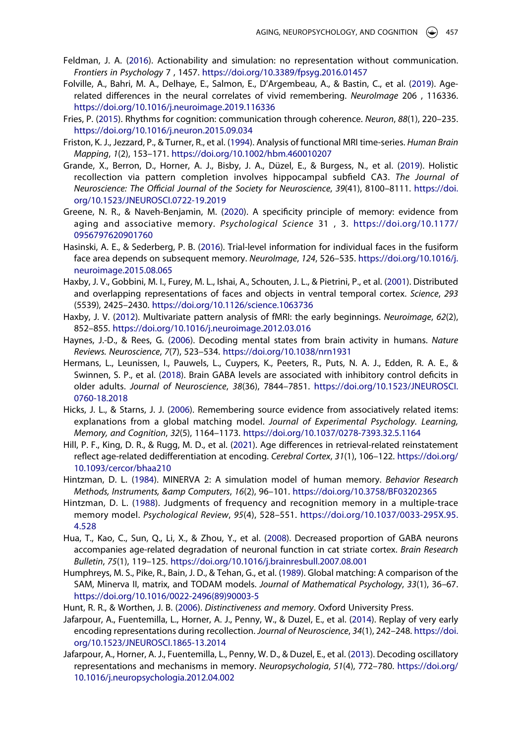Feldman, J. A. (2016). Actionability and simulation: no representation without communication. *Frontiers in Psychology* 7 , 1457. https://doi.org/10.3389/fpsyg.2016.01457

Folville, A., Bahri, M. A., Delhaye, E., Salmon, E., D'Argembeau, A., & Bastin, C., et al. (2019). Age-related differences in the neural correlates of vivid remembering. *NeuroImage* 206 , 116336. https://doi.org/10.1016/j.neuroimage.2019.116336

Fries, P. (2015). Rhythms for cognition: communication through coherence. *Neuron*, *88*(1), 220–235. https://doi.org/10.1016/j.neuron.2015.09.034

Friston, K. J., Jezzard, P., & Turner, R., et al. (1994). Analysis of functional MRI time-series. *Human Brain Mapping*, *1*(2), 153–171. https://doi.org/10.1002/hbm.460010207

Grande, X., Berron, D., Horner, A. J., Bisby, J. A., Düzel, E., & Burgess, N., et al. (2019). Holistic recollection via pattern completion involves hippocampal subfield CA3. *The Journal of Neuroscience: The Official Journal of the Society for Neuroscience*, *39*(41), 8100–8111. https://doi.org/10.1523/JNEUROSCI.0722-19.2019

Greene, N. R., & Naveh-Benjamin, M. (2020). A specificity principle of memory: evidence from aging and associative memory. *Psychological Science* 31 , 3. https://doi.org/10.1177/0956797620901760

Hasinski, A. E., & Sederberg, P. B. (2016). Trial-level information for individual faces in the fusiform face area depends on subsequent memory. *NeuroImage*, *124*, 526–535. https://doi.org/10.1016/j.neuroimage.2015.08.065

Haxby, J. V., Gobbini, M. I., Furey, M. L., Ishai, A., Schouten, J. L., & Pietrini, P., et al. (2001). Distributed and overlapping representations of faces and objects in ventral temporal cortex. *Science*, *293* (5539), 2425–2430. https://doi.org/10.1126/science.1063736

Haxby, J. V. (2012). Multivariate pattern analysis of fMRI: the early beginnings. *Neuroimage*, *62*(2), 852–855. https://doi.org/10.1016/j.neuroimage.2012.03.016

Haynes, J.-D., & Rees, G. (2006). Decoding mental states from brain activity in humans. *Nature Reviews. Neuroscience*, *7*(7), 523–534. https://doi.org/10.1038/nrn1931

Hermans, L., Leunissen, I., Pauwels, L., Cuypers, K., Peeters, R., Puts, N. A. J., Edden, R. A. E., & Swinnen, S. P., et al. (2018). Brain GABA levels are associated with inhibitory control deficits in older adults. *Journal of Neuroscience*, *38*(36), 7844–7851. https://doi.org/10.1523/JNEUROSCI.0760-18.2018

Hicks, J. L., & Starns, J. J. (2006). Remembering source evidence from associatively related items: explanations from a global matching model. *Journal of Experimental Psychology. Learning, Memory, and Cognition*, *32*(5), 1164–1173. https://doi.org/10.1037/0278-7393.32.5.1164

Hill, P. F., King, D. R., & Rugg, M. D., et al. (2021). Age differences in retrieval-related reinstatement reflect age-related dedifferentiation at encoding. *Cerebral Cortex*, *31*(1), 106–122. https://doi.org/10.1093/cercor/bhaa210

Hintzman, D. L. (1984). MINERVA 2: A simulation model of human memory. *Behavior Research Methods, Instruments, &amp Computers*, *16*(2), 96–101. https://doi.org/10.3758/BF03202365

Hintzman, D. L. (1988). Judgments of frequency and recognition memory in a multiple-trace memory model. *Psychological Review*, *95*(4), 528–551. https://doi.org/10.1037/0033-295X.95.4.528

Hua, T., Kao, C., Sun, Q., Li, X., & Zhou, Y., et al. (2008). Decreased proportion of GABA neurons accompanies age-related degradation of neuronal function in cat striate cortex. *Brain Research Bulletin*, *75*(1), 119–125. https://doi.org/10.1016/j.brainresbull.2007.08.001

Humphreys, M. S., Pike, R., Bain, J. D., & Tehan, G., et al. (1989). Global matching: A comparison of the SAM, Minerva II, matrix, and TODAM models. *Journal of Mathematical Psychology*, *33*(1), 36–67. https://doi.org/10.1016/0022-2496(89)90003-5

Hunt, R. R., & Worthen, J. B. (2006). *Distinctiveness and memory*. Oxford University Press.

Jafarpour, A., Fuentemilla, L., Horner, A. J., Penny, W., & Duzel, E., et al. (2014). Replay of very early encoding representations during recollection. *Journal of Neuroscience*, *34*(1), 242–248. https://doi.org/10.1523/JNEUROSCI.1865-13.2014

Jafarpour, A., Horner, A. J., Fuentemilla, L., Penny, W. D., & Duzel, E., et al. (2013). Decoding oscillatory representations and mechanisms in memory. *Neuropsychologia*, *51*(4), 772–780. https://doi.org/10.1016/j.neuropsychologia.2012.04.002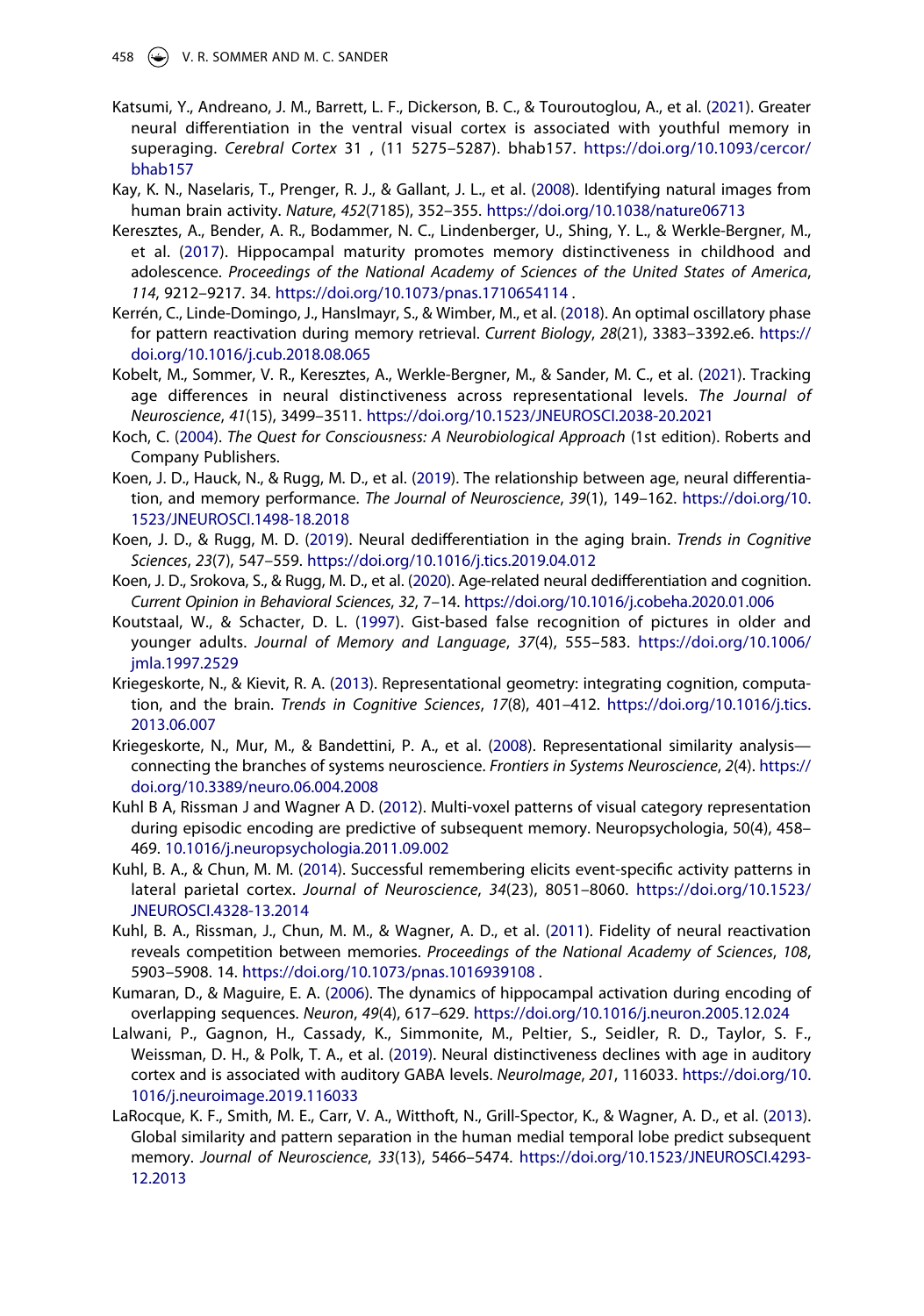Katsumi, Y., Andreano, J. M., Barrett, L. F., Dickerson, B. C., & Touroutoglou, A., et al. (2021). Greater neural differentiation in the ventral visual cortex is associated with youthful memory in superaging. *Cerebral Cortex* 31 , (11 5275–5287). bhab157. https://doi.org/10.1093/cercor/bhab157

Kay, K. N., Naselaris, T., Prenger, R. J., & Gallant, J. L., et al. (2008). Identifying natural images from human brain activity. *Nature*, *452*(7185), 352–355. https://doi.org/10.1038/nature06713

Keresztes, A., Bender, A. R., Bodammer, N. C., Lindenberger, U., Shing, Y. L., & Werkle-Bergner, M., et al. (2017). Hippocampal maturity promotes memory distinctiveness in childhood and adolescence. *Proceedings of the National Academy of Sciences of the United States of America*, *114*, 9212–9217. 34. https://doi.org/10.1073/pnas.1710654114 .

Kerrén, C., Linde-Domingo, J., Hanslmayr, S., & Wimber, M., et al. (2018). An optimal oscillatory phase for pattern reactivation during memory retrieval. *Current Biology*, *28*(21), 3383–3392.e6. https://doi.org/10.1016/j.cub.2018.08.065

Kobelt, M., Sommer, V. R., Keresztes, A., Werkle-Bergner, M., & Sander, M. C., et al. (2021). Tracking age differences in neural distinctiveness across representational levels. *The Journal of Neuroscience*, *41*(15), 3499–3511. https://doi.org/10.1523/JNEUROSCI.2038-20.2021

Koch, C. (2004). *The Quest for Consciousness: A Neurobiological Approach* (1st edition). Roberts and Company Publishers.

Koen, J. D., Hauck, N., & Rugg, M. D., et al. (2019). The relationship between age, neural differentiation, and memory performance. *The Journal of Neuroscience*, *39*(1), 149–162. https://doi.org/10.1523/JNEUROSCI.1498-18.2018

Koen, J. D., & Rugg, M. D. (2019). Neural dedifferentiation in the aging brain. *Trends in Cognitive Sciences*, *23*(7), 547–559. https://doi.org/10.1016/j.tics.2019.04.012

Koen, J. D., Srokova, S., & Rugg, M. D., et al. (2020). Age-related neural dedifferentiation and cognition. *Current Opinion in Behavioral Sciences*, *32*, 7–14. https://doi.org/10.1016/j.cobeha.2020.01.006

Koutstaal, W., & Schacter, D. L. (1997). Gist-based false recognition of pictures in older and younger adults. *Journal of Memory and Language*, *37*(4), 555–583. https://doi.org/10.1006/jmla.1997.2529

Kriegeskorte, N., & Kievit, R. A. (2013). Representational geometry: integrating cognition, computation, and the brain. *Trends in Cognitive Sciences*, *17*(8), 401–412. https://doi.org/10.1016/j.tics.2013.06.007

Kriegeskorte, N., Mur, M., & Bandettini, P. A., et al. (2008). Representational similarity analysis—connecting the branches of systems neuroscience. *Frontiers in Systems Neuroscience*, *2*(4). https://doi.org/10.3389/neuro.06.004.2008

Kuhl B A, Rissman J and Wagner A D. (2012). Multi-voxel patterns of visual category representation during episodic encoding are predictive of subsequent memory. Neuropsychologia, 50(4), 458–469. 10.1016/j.neuropsychologia.2011.09.002

Kuhl, B. A., & Chun, M. M. (2014). Successful remembering elicits event-specific activity patterns in lateral parietal cortex. *Journal of Neuroscience*, *34*(23), 8051–8060. https://doi.org/10.1523/JNEUROSCI.4328-13.2014

Kuhl, B. A., Rissman, J., Chun, M. M., & Wagner, A. D., et al. (2011). Fidelity of neural reactivation reveals competition between memories. *Proceedings of the National Academy of Sciences*, *108*, 5903–5908. 14. https://doi.org/10.1073/pnas.1016939108 .

Kumaran, D., & Maguire, E. A. (2006). The dynamics of hippocampal activation during encoding of overlapping sequences. *Neuron*, *49*(4), 617–629. https://doi.org/10.1016/j.neuron.2005.12.024

Lalwani, P., Gagnon, H., Cassady, K., Simmonite, M., Peltier, S., Seidler, R. D., Taylor, S. F., Weissman, D. H., & Polk, T. A., et al. (2019). Neural distinctiveness declines with age in auditory cortex and is associated with auditory GABA levels. *NeuroImage*, *201*, 116033. https://doi.org/10.1016/j.neuroimage.2019.116033

LaRocque, K. F., Smith, M. E., Carr, V. A., Witthoft, N., Grill-Spector, K., & Wagner, A. D., et al. (2013). Global similarity and pattern separation in the human medial temporal lobe predict subsequent memory. *Journal of Neuroscience*, *33*(13), 5466–5474. https://doi.org/10.1523/JNEUROSCI.4293-12.2013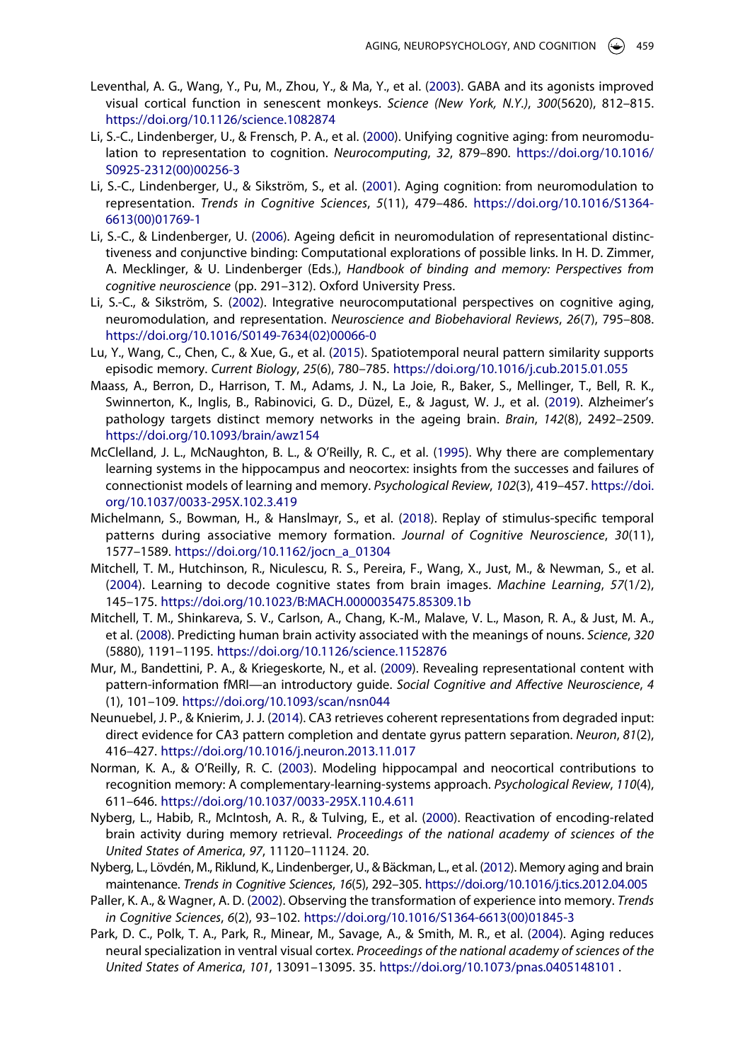Leventhal, A. G., Wang, Y., Pu, M., Zhou, Y., & Ma, Y., et al. (2003). GABA and its agonists improved visual cortical function in senescent monkeys. *Science (New York, N.Y.)*, *300*(5620), 812–815. https://doi.org/10.1126/science.1082874

Li, S.-C., Lindenberger, U., & Frensch, P. A., et al. (2000). Unifying cognitive aging: from neuromodulation to representation to cognition. *Neurocomputing*, *32*, 879–890. https://doi.org/10.1016/S0925-2312(00)00256-3

Li, S.-C., Lindenberger, U., & Sikström, S., et al. (2001). Aging cognition: from neuromodulation to representation. *Trends in Cognitive Sciences*, *5*(11), 479–486. https://doi.org/10.1016/S1364-6613(00)01769-1

Li, S.-C., & Lindenberger, U. (2006). Ageing deficit in neuromodulation of representational distinctiveness and conjunctive binding: Computational explorations of possible links. In H. D. Zimmer, A. Mecklinger, & U. Lindenberger (Eds.), *Handbook of binding and memory: Perspectives from cognitive neuroscience* (pp. 291–312). Oxford University Press.

Li, S.-C., & Sikström, S. (2002). Integrative neurocomputational perspectives on cognitive aging, neuromodulation, and representation. *Neuroscience and Biobehavioral Reviews*, *26*(7), 795–808. https://doi.org/10.1016/S0149-7634(02)00066-0

Lu, Y., Wang, C., Chen, C., & Xue, G., et al. (2015). Spatiotemporal neural pattern similarity supports episodic memory. *Current Biology*, *25*(6), 780–785. https://doi.org/10.1016/j.cub.2015.01.055

Maass, A., Berron, D., Harrison, T. M., Adams, J. N., La Joie, R., Baker, S., Mellinger, T., Bell, R. K., Swinnerton, K., Inglis, B., Rabinovici, G. D., Düzel, E., & Jagust, W. J., et al. (2019). Alzheimer's pathology targets distinct memory networks in the ageing brain. *Brain*, *142*(8), 2492–2509. https://doi.org/10.1093/brain/awz154

McClelland, J. L., McNaughton, B. L., & O'Reilly, R. C., et al. (1995). Why there are complementary learning systems in the hippocampus and neocortex: insights from the successes and failures of connectionist models of learning and memory. *Psychological Review*, *102*(3), 419–457. https://doi.org/10.1037/0033-295X.102.3.419

Michelmann, S., Bowman, H., & Hanslmayr, S., et al. (2018). Replay of stimulus-specific temporal patterns during associative memory formation. *Journal of Cognitive Neuroscience*, *30*(11), 1577–1589. https://doi.org/10.1162/jocn_a_01304

Mitchell, T. M., Hutchinson, R., Niculescu, R. S., Pereira, F., Wang, X., Just, M., & Newman, S., et al. (2004). Learning to decode cognitive states from brain images. *Machine Learning*, *57*(1/2), 145–175. https://doi.org/10.1023/B:MACH.0000035475.85309.1b

Mitchell, T. M., Shinkareva, S. V., Carlson, A., Chang, K.-M., Malave, V. L., Mason, R. A., & Just, M. A., et al. (2008). Predicting human brain activity associated with the meanings of nouns. *Science*, *320*(5880), 1191–1195. https://doi.org/10.1126/science.1152876

Mur, M., Bandettini, P. A., & Kriegeskorte, N., et al. (2009). Revealing representational content with pattern-information fMRI—an introductory guide. *Social Cognitive and Affective Neuroscience*, *4*(1), 101–109. https://doi.org/10.1093/scan/nsn044

Neunuebel, J. P., & Knierim, J. J. (2014). CA3 retrieves coherent representations from degraded input: direct evidence for CA3 pattern completion and dentate gyrus pattern separation. *Neuron*, *81*(2), 416–427. https://doi.org/10.1016/j.neuron.2013.11.017

Norman, K. A., & O'Reilly, R. C. (2003). Modeling hippocampal and neocortical contributions to recognition memory: A complementary-learning-systems approach. *Psychological Review*, *110*(4), 611–646. https://doi.org/10.1037/0033-295X.110.4.611

Nyberg, L., Habib, R., McIntosh, A. R., & Tulving, E., et al. (2000). Reactivation of encoding-related brain activity during memory retrieval. *Proceedings of the national academy of sciences of the United States of America*, *97*, 11120–11124. 20.

Nyberg, L., Lövdén, M., Riklund, K., Lindenberger, U., & Bäckman, L., et al. (2012). Memory aging and brain maintenance. *Trends in Cognitive Sciences*, *16*(5), 292–305. https://doi.org/10.1016/j.tics.2012.04.005

Paller, K. A., & Wagner, A. D. (2002). Observing the transformation of experience into memory. *Trends in Cognitive Sciences*, *6*(2), 93–102. https://doi.org/10.1016/S1364-6613(00)01845-3

Park, D. C., Polk, T. A., Park, R., Minear, M., Savage, A., & Smith, M. R., et al. (2004). Aging reduces neural specialization in ventral visual cortex. *Proceedings of the national academy of sciences of the United States of America*, *101*, 13091–13095. 35. https://doi.org/10.1073/pnas.0405148101 .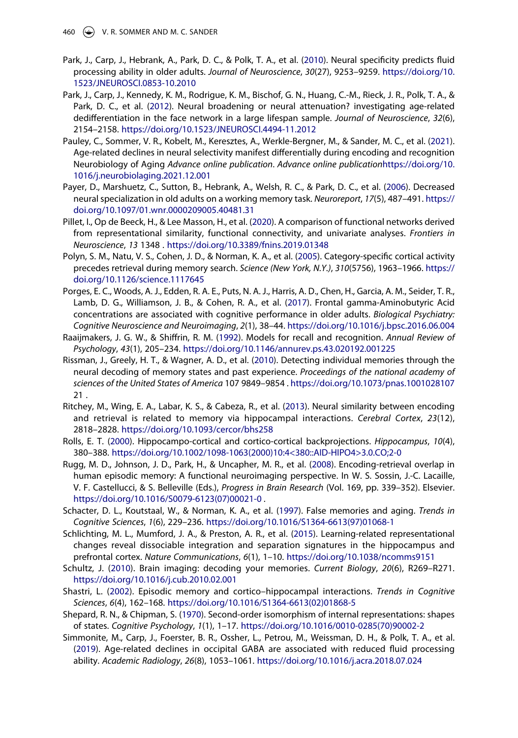Park, J., Carp, J., Hebrank, A., Park, D. C., & Polk, T. A., et al. (2010). Neural specificity predicts fluid processing ability in older adults. *Journal of Neuroscience*, *30*(27), 9253–9259. https://doi.org/10.1523/JNEUROSCI.0853-10.2010

Park, J., Carp, J., Kennedy, K. M., Rodrigue, K. M., Bischof, G. N., Huang, C.-M., Rieck, J. R., Polk, T. A., & Park, D. C., et al. (2012). Neural broadening or neural attenuation? investigating age-related dedifferentiation in the face network in a large lifespan sample. *Journal of Neuroscience*, *32*(6), 2154–2158. https://doi.org/10.1523/JNEUROSCI.4494-11.2012

Pauley, C., Sommer, V. R., Kobelt, M., Keresztes, A., Werkle-Bergner, M., & Sander, M. C., et al. (2021). Age-related declines in neural selectivity manifest differentially during encoding and recognition Neurobiology of Aging *Advance online publication*. *Advance online publication*https://doi.org/10.1016/j.neurobiolaging.2021.12.001

Payer, D., Marshuetz, C., Sutton, B., Hebrank, A., Welsh, R. C., & Park, D. C., et al. (2006). Decreased neural specialization in old adults on a working memory task. *Neuroreport*, *17*(5), 487–491. https://doi.org/10.1097/01.wnr.0000209005.40481.31

Pillet, I., Op de Beeck, H., & Lee Masson, H., et al. (2020). A comparison of functional networks derived from representational similarity, functional connectivity, and univariate analyses. *Frontiers in Neuroscience*, *13* 1348 . https://doi.org/10.3389/fnins.2019.01348

Polyn, S. M., Natu, V. S., Cohen, J. D., & Norman, K. A., et al. (2005). Category-specific cortical activity precedes retrieval during memory search. *Science (New York, N.Y.)*, *310*(5756), 1963–1966. https://doi.org/10.1126/science.1117645

Porges, E. C., Woods, A. J., Edden, R. A. E., Puts, N. A. J., Harris, A. D., Chen, H., Garcia, A. M., Seider, T. R., Lamb, D. G., Williamson, J. B., & Cohen, R. A., et al. (2017). Frontal gamma-Aminobutyric Acid concentrations are associated with cognitive performance in older adults. *Biological Psychiatry: Cognitive Neuroscience and Neuroimaging*, *2*(1), 38–44. https://doi.org/10.1016/j.bpsc.2016.06.004

Raaijmakers, J. G. W., & Shiffrin, R. M. (1992). Models for recall and recognition. *Annual Review of Psychology*, *43*(1), 205–234. https://doi.org/10.1146/annurev.ps.43.020192.001225

Rissman, J., Greely, H. T., & Wagner, A. D., et al. (2010). Detecting individual memories through the neural decoding of memory states and past experience. *Proceedings of the national academy of sciences of the United States of America* 107 9849–9854 . https://doi.org/10.1073/pnas.1001028107 21 .

Ritchey, M., Wing, E. A., Labar, K. S., & Cabeza, R., et al. (2013). Neural similarity between encoding and retrieval is related to memory via hippocampal interactions. *Cerebral Cortex*, *23*(12), 2818–2828. https://doi.org/10.1093/cercor/bhs258

Rolls, E. T. (2000). Hippocampo-cortical and cortico-cortical backprojections. *Hippocampus*, *10*(4), 380–388. https://doi.org/10.1002/1098-1063(2000)10:4<380::AID-HIPO4>3.0.CO;2-0

Rugg, M. D., Johnson, J. D., Park, H., & Uncapher, M. R., et al. (2008). Encoding-retrieval overlap in human episodic memory: A functional neuroimaging perspective. In W. S. Sossin, J.-C. Lacaille, V. F. Castellucci, & S. Belleville (Eds.), *Progress in Brain Research* (Vol. 169, pp. 339–352). Elsevier. https://doi.org/10.1016/S0079-6123(07)00021-0 .

Schacter, D. L., Koutstaal, W., & Norman, K. A., et al. (1997). False memories and aging. *Trends in Cognitive Sciences*, *1*(6), 229–236. https://doi.org/10.1016/S1364-6613(97)01068-1

Schlichting, M. L., Mumford, J. A., & Preston, A. R., et al. (2015). Learning-related representational changes reveal dissociable integration and separation signatures in the hippocampus and prefrontal cortex. *Nature Communications*, *6*(1), 1–10. https://doi.org/10.1038/ncomms9151

Schultz, J. (2010). Brain imaging: decoding your memories. *Current Biology*, *20*(6), R269–R271. https://doi.org/10.1016/j.cub.2010.02.001

Shastri, L. (2002). Episodic memory and cortico–hippocampal interactions. *Trends in Cognitive Sciences*, *6*(4), 162–168. https://doi.org/10.1016/S1364-6613(02)01868-5

Shepard, R. N., & Chipman, S. (1970). Second-order isomorphism of internal representations: shapes of states. *Cognitive Psychology*, *1*(1), 1–17. https://doi.org/10.1016/0010-0285(70)90002-2

Simmonite, M., Carp, J., Foerster, B. R., Ossher, L., Petrou, M., Weissman, D. H., & Polk, T. A., et al. (2019). Age-related declines in occipital GABA are associated with reduced fluid processing ability. *Academic Radiology*, *26*(8), 1053–1061. https://doi.org/10.1016/j.acra.2018.07.024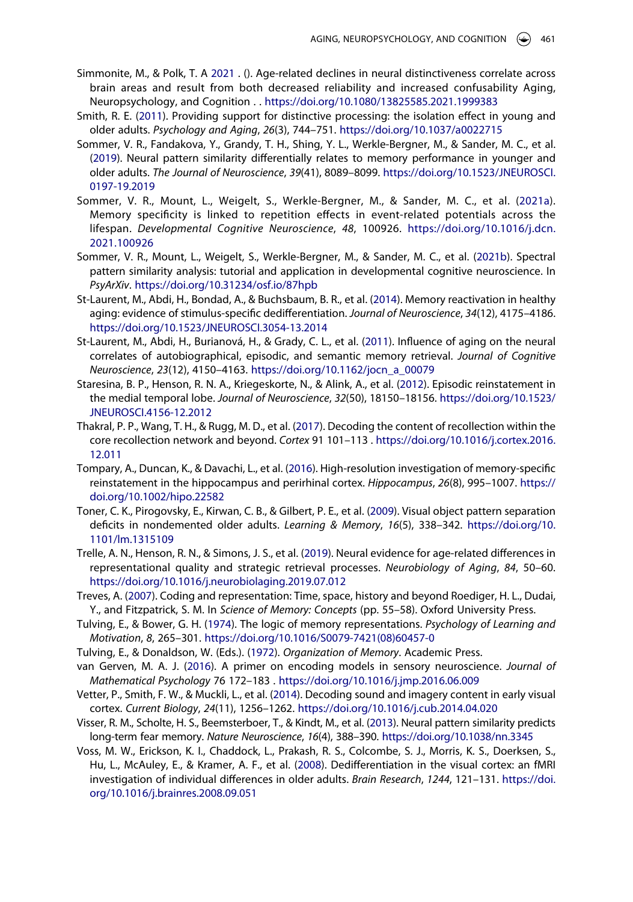Simmonite, M., & Polk, T. A 2021 . (). Age-related declines in neural distinctiveness correlate across brain areas and result from both decreased reliability and increased confusability Aging, Neuropsychology, and Cognition . . https://doi.org/10.1080/13825585.2021.1999383

Smith, R. E. (2011). Providing support for distinctive processing: the isolation effect in young and older adults. *Psychology and Aging*, *26*(3), 744–751. https://doi.org/10.1037/a0022715

Sommer, V. R., Fandakova, Y., Grandy, T. H., Shing, Y. L., Werkle-Bergner, M., & Sander, M. C., et al. (2019). Neural pattern similarity differentially relates to memory performance in younger and older adults. *The Journal of Neuroscience*, *39*(41), 8089–8099. https://doi.org/10.1523/JNEUROSCI.0197-19.2019

Sommer, V. R., Mount, L., Weigelt, S., Werkle-Bergner, M., & Sander, M. C., et al. (2021a). Memory specificity is linked to repetition effects in event-related potentials across the lifespan. *Developmental Cognitive Neuroscience*, *48*, 100926. https://doi.org/10.1016/j.dcn.2021.100926

Sommer, V. R., Mount, L., Weigelt, S., Werkle-Bergner, M., & Sander, M. C., et al. (2021b). Spectral pattern similarity analysis: tutorial and application in developmental cognitive neuroscience. In *PsyArXiv*. https://doi.org/10.31234/osf.io/87hpb

St-Laurent, M., Abdi, H., Bondad, A., & Buchsbaum, B. R., et al. (2014). Memory reactivation in healthy aging: evidence of stimulus-specific dedifferentiation. *Journal of Neuroscience*, *34*(12), 4175–4186. https://doi.org/10.1523/JNEUROSCI.3054-13.2014

St-Laurent, M., Abdi, H., Burianová, H., & Grady, C. L., et al. (2011). Influence of aging on the neural correlates of autobiographical, episodic, and semantic memory retrieval. *Journal of Cognitive Neuroscience*, *23*(12), 4150–4163. https://doi.org/10.1162/jocn_a_00079

Staresina, B. P., Henson, R. N. A., Kriegeskorte, N., & Alink, A., et al. (2012). Episodic reinstatement in the medial temporal lobe. *Journal of Neuroscience*, *32*(50), 18150–18156. https://doi.org/10.1523/JNEUROSCI.4156-12.2012

Thakral, P. P., Wang, T. H., & Rugg, M. D., et al. (2017). Decoding the content of recollection within the core recollection network and beyond. *Cortex* 91 101–113 . https://doi.org/10.1016/j.cortex.2016.12.011

Tompary, A., Duncan, K., & Davachi, L., et al. (2016). High-resolution investigation of memory-specific reinstatement in the hippocampus and perirhinal cortex. *Hippocampus*, *26*(8), 995–1007. https://doi.org/10.1002/hipo.22582

Toner, C. K., Pirogovsky, E., Kirwan, C. B., & Gilbert, P. E., et al. (2009). Visual object pattern separation deficits in nondemented older adults. *Learning & Memory*, *16*(5), 338–342. https://doi.org/10.1101/lm.1315109

Trelle, A. N., Henson, R. N., & Simons, J. S., et al. (2019). Neural evidence for age-related differences in representational quality and strategic retrieval processes. *Neurobiology of Aging*, *84*, 50–60. https://doi.org/10.1016/j.neurobiolaging.2019.07.012

Treves, A. (2007). Coding and representation: Time, space, history and beyond Roediger, H. L., Dudai, Y., and Fitzpatrick, S. M. In *Science of Memory: Concepts* (pp. 55–58). Oxford University Press.

Tulving, E., & Bower, G. H. (1974). The logic of memory representations. *Psychology of Learning and Motivation*, *8*, 265–301. https://doi.org/10.1016/S0079-7421(08)60457-0

Tulving, E., & Donaldson, W. (Eds.). (1972). *Organization of Memory*. Academic Press.

van Gerven, M. A. J. (2016). A primer on encoding models in sensory neuroscience. *Journal of Mathematical Psychology* 76 172–183 . https://doi.org/10.1016/j.jmp.2016.06.009

Vetter, P., Smith, F. W., & Muckli, L., et al. (2014). Decoding sound and imagery content in early visual cortex. *Current Biology*, *24*(11), 1256–1262. https://doi.org/10.1016/j.cub.2014.04.020

Visser, R. M., Scholte, H. S., Beemsterboer, T., & Kindt, M., et al. (2013). Neural pattern similarity predicts long-term fear memory. *Nature Neuroscience*, *16*(4), 388–390. https://doi.org/10.1038/nn.3345

Voss, M. W., Erickson, K. I., Chaddock, L., Prakash, R. S., Colcombe, S. J., Morris, K. S., Doerksen, S., Hu, L., McAuley, E., & Kramer, A. F., et al. (2008). Dedifferentiation in the visual cortex: an fMRI investigation of individual differences in older adults. *Brain Research*, *1244*, 121–131. https://doi.org/10.1016/j.brainres.2008.09.051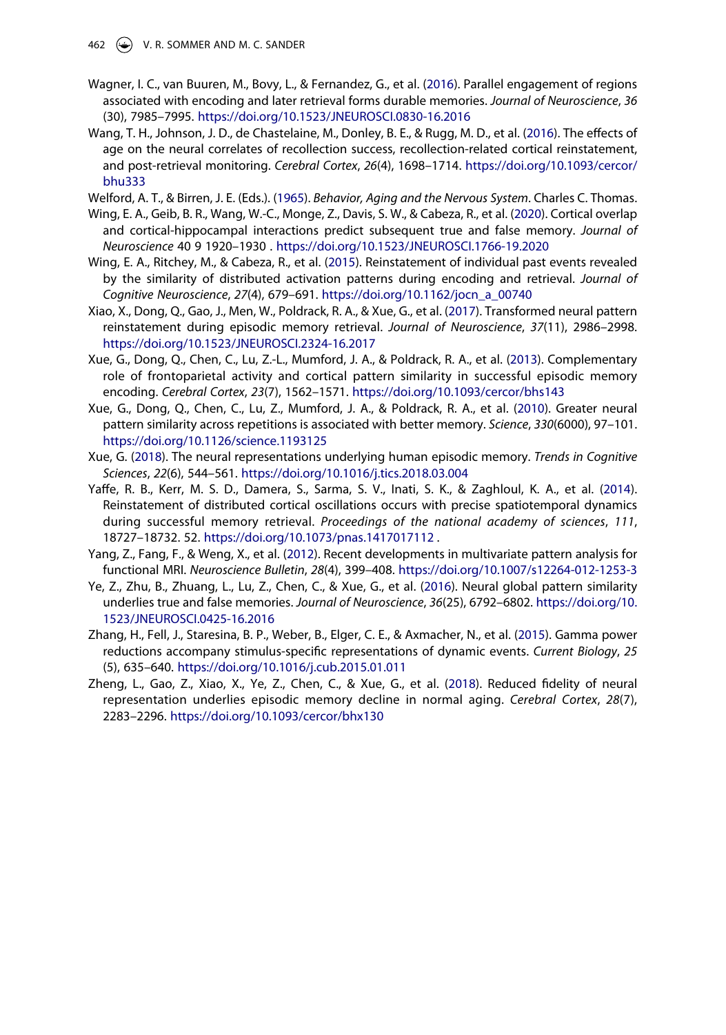Wagner, I. C., van Buuren, M., Bovy, L., & Fernandez, G., et al. (2016). Parallel engagement of regions associated with encoding and later retrieval forms durable memories. *Journal of Neuroscience*, *36* (30), 7985–7995. https://doi.org/10.1523/JNEUROSCI.0830-16.2016

Wang, T. H., Johnson, J. D., de Chastelaine, M., Donley, B. E., & Rugg, M. D., et al. (2016). The effects of age on the neural correlates of recollection success, recollection-related cortical reinstatement, and post-retrieval monitoring. *Cerebral Cortex*, *26*(4), 1698–1714. https://doi.org/10.1093/cercor/bhu333

Welford, A. T., & Birren, J. E. (Eds.). (1965). *Behavior, Aging and the Nervous System*. Charles C. Thomas.

Wing, E. A., Geib, B. R., Wang, W.-C., Monge, Z., Davis, S. W., & Cabeza, R., et al. (2020). Cortical overlap and cortical-hippocampal interactions predict subsequent true and false memory. *Journal of Neuroscience* 40 9 1920–1930 . https://doi.org/10.1523/JNEUROSCI.1766-19.2020

Wing, E. A., Ritchey, M., & Cabeza, R., et al. (2015). Reinstatement of individual past events revealed by the similarity of distributed activation patterns during encoding and retrieval. *Journal of Cognitive Neuroscience*, *27*(4), 679–691. https://doi.org/10.1162/jocn_a_00740

Xiao, X., Dong, Q., Gao, J., Men, W., Poldrack, R. A., & Xue, G., et al. (2017). Transformed neural pattern reinstatement during episodic memory retrieval. *Journal of Neuroscience*, *37*(11), 2986–2998. https://doi.org/10.1523/JNEUROSCI.2324-16.2017

Xue, G., Dong, Q., Chen, C., Lu, Z.-L., Mumford, J. A., & Poldrack, R. A., et al. (2013). Complementary role of frontoparietal activity and cortical pattern similarity in successful episodic memory encoding. *Cerebral Cortex*, *23*(7), 1562–1571. https://doi.org/10.1093/cercor/bhs143

Xue, G., Dong, Q., Chen, C., Lu, Z., Mumford, J. A., & Poldrack, R. A., et al. (2010). Greater neural pattern similarity across repetitions is associated with better memory. *Science*, *330*(6000), 97–101. https://doi.org/10.1126/science.1193125

Xue, G. (2018). The neural representations underlying human episodic memory. *Trends in Cognitive Sciences*, *22*(6), 544–561. https://doi.org/10.1016/j.tics.2018.03.004

Yaffe, R. B., Kerr, M. S. D., Damera, S., Sarma, S. V., Inati, S. K., & Zaghloul, K. A., et al. (2014). Reinstatement of distributed cortical oscillations occurs with precise spatiotemporal dynamics during successful memory retrieval. *Proceedings of the national academy of sciences*, *111*, 18727–18732. 52. https://doi.org/10.1073/pnas.1417017112 .

Yang, Z., Fang, F., & Weng, X., et al. (2012). Recent developments in multivariate pattern analysis for functional MRI. *Neuroscience Bulletin*, *28*(4), 399–408. https://doi.org/10.1007/s12264-012-1253-3

Ye, Z., Zhu, B., Zhuang, L., Lu, Z., Chen, C., & Xue, G., et al. (2016). Neural global pattern similarity underlies true and false memories. *Journal of Neuroscience*, *36*(25), 6792–6802. https://doi.org/10.1523/JNEUROSCI.0425-16.2016

Zhang, H., Fell, J., Staresina, B. P., Weber, B., Elger, C. E., & Axmacher, N., et al. (2015). Gamma power reductions accompany stimulus-specific representations of dynamic events. *Current Biology*, *25* (5), 635–640. https://doi.org/10.1016/j.cub.2015.01.011

Zheng, L., Gao, Z., Xiao, X., Ye, Z., Chen, C., & Xue, G., et al. (2018). Reduced fidelity of neural representation underlies episodic memory decline in normal aging. *Cerebral Cortex*, *28*(7), 2283–2296. https://doi.org/10.1093/cercor/bhx130